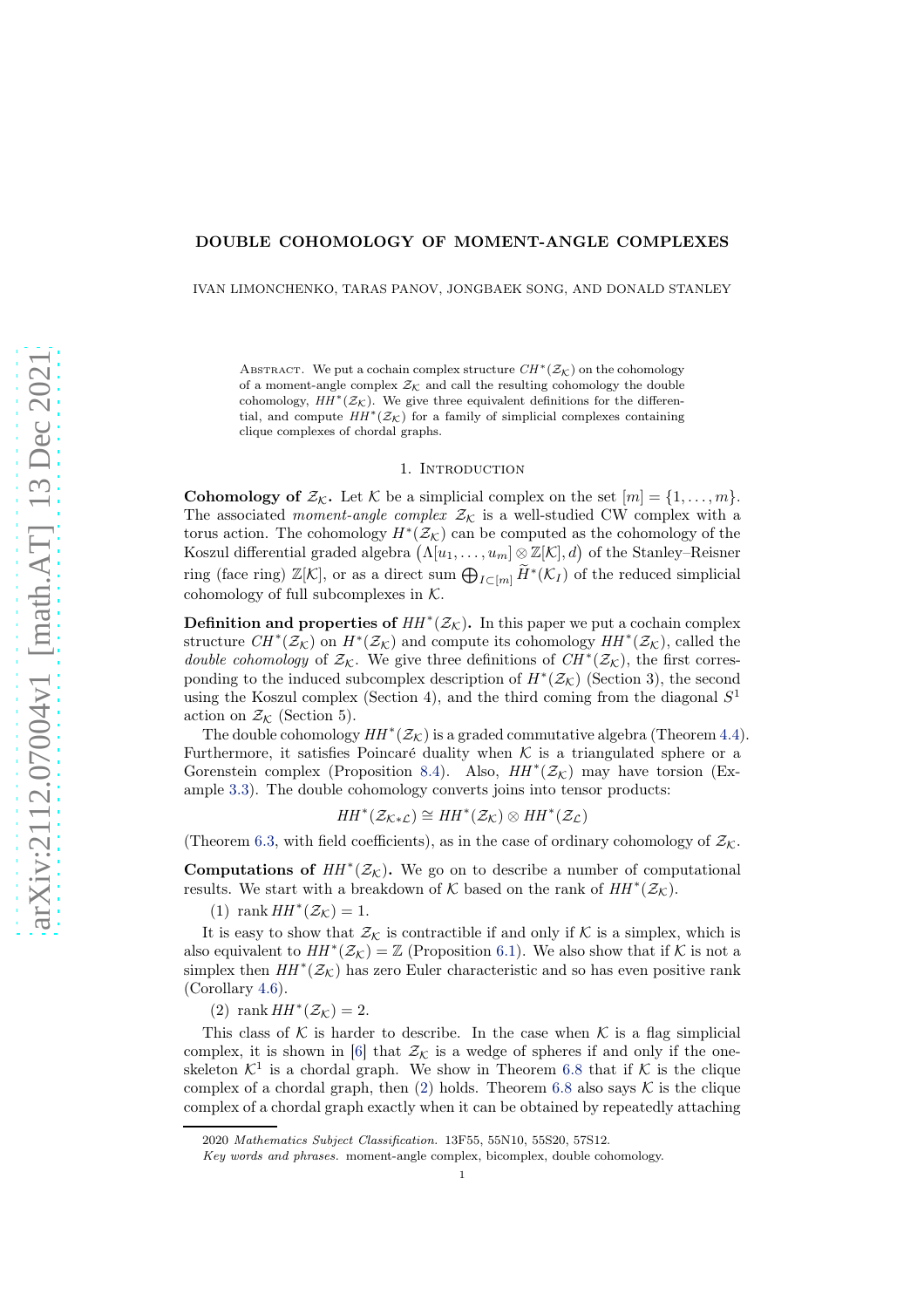# DOUBLE COHOMOLOGY OF MOMENT-ANGLE COMPLEXES

IVAN LIMONCHENKO, TARAS PANOV, JONGBAEK SONG, AND DONALD STANLEY

Abstract. We put a cochain complex structure $CH^*(\mathcal{Z}_\mathcal{K})$ on the cohomology of a moment-angle complex $\mathcal{Z}_\mathcal{K}$ and call the resulting cohomology the double cohomology, $HH^*(\mathcal{Z}_\mathcal{K})$. We give three equivalent definitions for the differential, and compute $HH^*(\mathcal{Z}_\mathcal{K})$ for a family of simplicial complexes containing clique complexes of chordal graphs.

## 1. Introduction

**Cohomology of $\mathcal{Z}_\mathcal{K}$.** Let $\mathcal{K}$ be a simplicial complex on the set $[m] = \{1, \dots, m\}$. The associated *moment-angle complex* $\mathcal{Z}_\mathcal{K}$ is a well-studied CW complex with a torus action. The cohomology $H^*(\mathcal{Z}_\mathcal{K})$ can be computed as the cohomology of the Koszul differential graded algebra $\big(\Lambda[u_1, \dots, u_m] \otimes \mathbb{Z}[\mathcal{K}], d\big)$ of the Stanley–Reisner ring (face ring) $\mathbb{Z}[\mathcal{K}]$, or as a direct sum $\bigoplus_{I \subset [m]} \widetilde{H}^*(\mathcal{K}_I)$ of the reduced simplicial cohomology of full subcomplexes in $\mathcal{K}$.

**Definition and properties of $HH^*(\mathcal{Z}_\mathcal{K})$.** In this paper we put a cochain complex structure $CH^*(\mathcal{Z}_\mathcal{K})$ on $H^*(\mathcal{Z}_\mathcal{K})$ and compute its cohomology $HH^*(\mathcal{Z}_\mathcal{K})$, called the *double cohomology* of $\mathcal{Z}_\mathcal{K}$. We give three definitions of $CH^*(\mathcal{Z}_\mathcal{K})$, the first corresponding to the induced subcomplex description of $H^*(\mathcal{Z}_\mathcal{K})$ (Section 3), the second using the Koszul complex (Section 4), and the third coming from the diagonal $S^1$ action on $\mathcal{Z}_\mathcal{K}$ (Section 5).

The double cohomology $HH^*(\mathcal{Z}_\mathcal{K})$ is a graded commutative algebra (Theorem 4.4). Furthermore, it satisfies Poincaré duality when $\mathcal{K}$ is a triangulated sphere or a Gorenstein complex (Proposition 8.4). Also, $HH^*(\mathcal{Z}_\mathcal{K})$ may have torsion (Example 3.3). The double cohomology converts joins into tensor products:

$$HH^*(\mathcal{Z}_{\mathcal{K}*\mathcal{L}}) \cong HH^*(\mathcal{Z}_\mathcal{K}) \otimes HH^*(\mathcal{Z}_\mathcal{L})$$

(Theorem 6.3, with field coefficients), as in the case of ordinary cohomology of $\mathcal{Z}_\mathcal{K}$.

**Computations of $HH^*(\mathcal{Z}_\mathcal{K})$.** We go on to describe a number of computational results. We start with a breakdown of $\mathcal{K}$ based on the rank of $HH^*(\mathcal{Z}_\mathcal{K})$.

(1) $\operatorname{rank} HH^*(\mathcal{Z}_\mathcal{K}) = 1$.

It is easy to show that $\mathcal{Z}_\mathcal{K}$ is contractible if and only if $\mathcal{K}$ is a simplex, which is also equivalent to $HH^*(\mathcal{Z}_\mathcal{K}) = \mathbb{Z}$ (Proposition 6.1). We also show that if $\mathcal{K}$ is not a simplex then $HH^*(\mathcal{Z}_\mathcal{K})$ has zero Euler characteristic and so has even positive rank (Corollary 4.6).

(2) $\operatorname{rank} HH^*(\mathcal{Z}_\mathcal{K}) = 2$.

This class of $\mathcal{K}$ is harder to describe. In the case when $\mathcal{K}$ is a flag simplicial complex, it is shown in [6] that $\mathcal{Z}_\mathcal{K}$ is a wedge of spheres if and only if the one-skeleton $\mathcal{K}^1$ is a chordal graph. We show in Theorem 6.8 that if $\mathcal{K}$ is the clique complex of a chordal graph, then (2) holds. Theorem 6.8 also says $\mathcal{K}$ is the clique complex of a chordal graph exactly when it can be obtained by repeatedly attaching

2020 *Mathematics Subject Classification.* 13F55, 55N10, 55S20, 57S12.

*Key words and phrases.* moment-angle complex, bicomplex, double cohomology.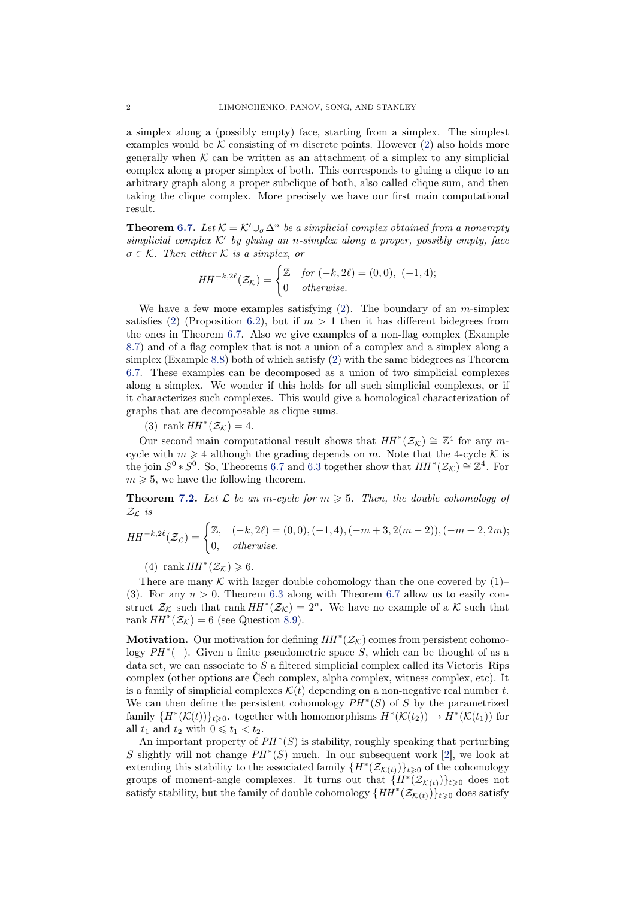a simplex along a (possibly empty) face, starting from a simplex. The simplest examples would be $\mathcal{K}$ consisting of $m$ discrete points. However (2) also holds more generally when $\mathcal{K}$ can be written as an attachment of a simplex to any simplicial complex along a proper simplex of both. This corresponds to gluing a clique to an arbitrary graph along a proper subclique of both, also called clique sum, and then taking the clique complex. More precisely we have our first main computational result.

**Theorem 6.7.** *Let $\mathcal{K} = \mathcal{K}' \cup_\sigma \Delta^n$ be a simplicial complex obtained from a nonempty simplicial complex $\mathcal{K}'$ by gluing an $n$-simplex along a proper, possibly empty, face $\sigma \in \mathcal{K}$. Then either $\mathcal{K}$ is a simplex, or*

$$HH^{-k,2\ell}(\mathcal{Z}_\mathcal{K}) = \begin{cases} \mathbb{Z} & \text{for } (-k, 2\ell) = (0,0),\ (-1,4); \\ 0 & \text{otherwise.} \end{cases}$$

We have a few more examples satisfying (2). The boundary of an $m$-simplex satisfies (2) (Proposition 6.2), but if $m > 1$ then it has different bidegrees from the ones in Theorem 6.7. Also we give examples of a non-flag complex (Example 8.7) and of a flag complex that is not a union of a complex and a simplex along a simplex (Example 8.8) both of which satisfy (2) with the same bidegrees as Theorem 6.7. These examples can be decomposed as a union of two simplicial complexes along a simplex. We wonder if this holds for all such simplicial complexes, or if it characterizes such complexes. This would give a homological characterization of graphs that are decomposable as clique sums.

(3) $\operatorname{rank} HH^*(\mathcal{Z}_\mathcal{K}) = 4$.

Our second main computational result shows that $HH^*(\mathcal{Z}_\mathcal{K}) \cong \mathbb{Z}^4$ for any $m$-cycle with $m \geqslant 4$ although the grading depends on $m$. Note that the 4-cycle $\mathcal{K}$ is the join $S^0 * S^0$. So, Theorems 6.7 and 6.3 together show that $HH^*(\mathcal{Z}_\mathcal{K}) \cong \mathbb{Z}^4$. For $m \geqslant 5$, we have the following theorem.

**Theorem 7.2.** *Let $\mathcal{L}$ be an $m$-cycle for $m \geqslant 5$. Then, the double cohomology of $\mathcal{Z}_\mathcal{L}$ is*

$$HH^{-k,2\ell}(\mathcal{Z}_\mathcal{L}) = \begin{cases} \mathbb{Z}, & (-k, 2\ell) = (0,0), (-1,4), (-m+3, 2(m-2)), (-m+2, 2m); \\ 0, & \text{otherwise.} \end{cases}$$

(4) $\operatorname{rank} HH^*(\mathcal{Z}_\mathcal{K}) \geqslant 6$.

There are many $\mathcal{K}$ with larger double cohomology than the one covered by (1)–(3). For any $n > 0$, Theorem 6.3 along with Theorem 6.7 allow us to easily construct $\mathcal{Z}_\mathcal{K}$ such that $\operatorname{rank} HH^*(\mathcal{Z}_\mathcal{K}) = 2^n$. We have no example of a $\mathcal{K}$ such that $\operatorname{rank} HH^*(\mathcal{Z}_\mathcal{K}) = 6$ (see Question 8.9).

**Motivation.** Our motivation for defining $HH^*(\mathcal{Z}_\mathcal{K})$ comes from persistent cohomology $PH^*(-)$. Given a finite pseudometric space $S$, which can be thought of as a data set, we can associate to $S$ a filtered simplicial complex called its Vietoris–Rips complex (other options are Čech complex, alpha complex, witness complex, etc). It is a family of simplicial complexes $\mathcal{K}(t)$ depending on a non-negative real number $t$. We can then define the persistent cohomology $PH^*(S)$ of $S$ by the parametrized family $\{H^*(\mathcal{K}(t))\}_{t\geqslant 0}$. together with homomorphisms $H^*(\mathcal{K}(t_2)) \to H^*(\mathcal{K}(t_1))$ for all $t_1$ and $t_2$ with $0 \leqslant t_1 < t_2$.

An important property of $PH^*(S)$ is stability, roughly speaking that perturbing $S$ slightly will not change $PH^*(S)$ much. In our subsequent work [2], we look at extending this stability to the associated family $\{H^*(\mathcal{Z}_{\mathcal{K}(t)})\}_{t\geqslant 0}$ of the cohomology groups of moment-angle complexes. It turns out that $\{H^*(\mathcal{Z}_{\mathcal{K}(t)})\}_{t\geqslant 0}$ does not satisfy stability, but the family of double cohomology $\{HH^*(\mathcal{Z}_{\mathcal{K}(t)})\}_{t\geqslant 0}$ does satisfy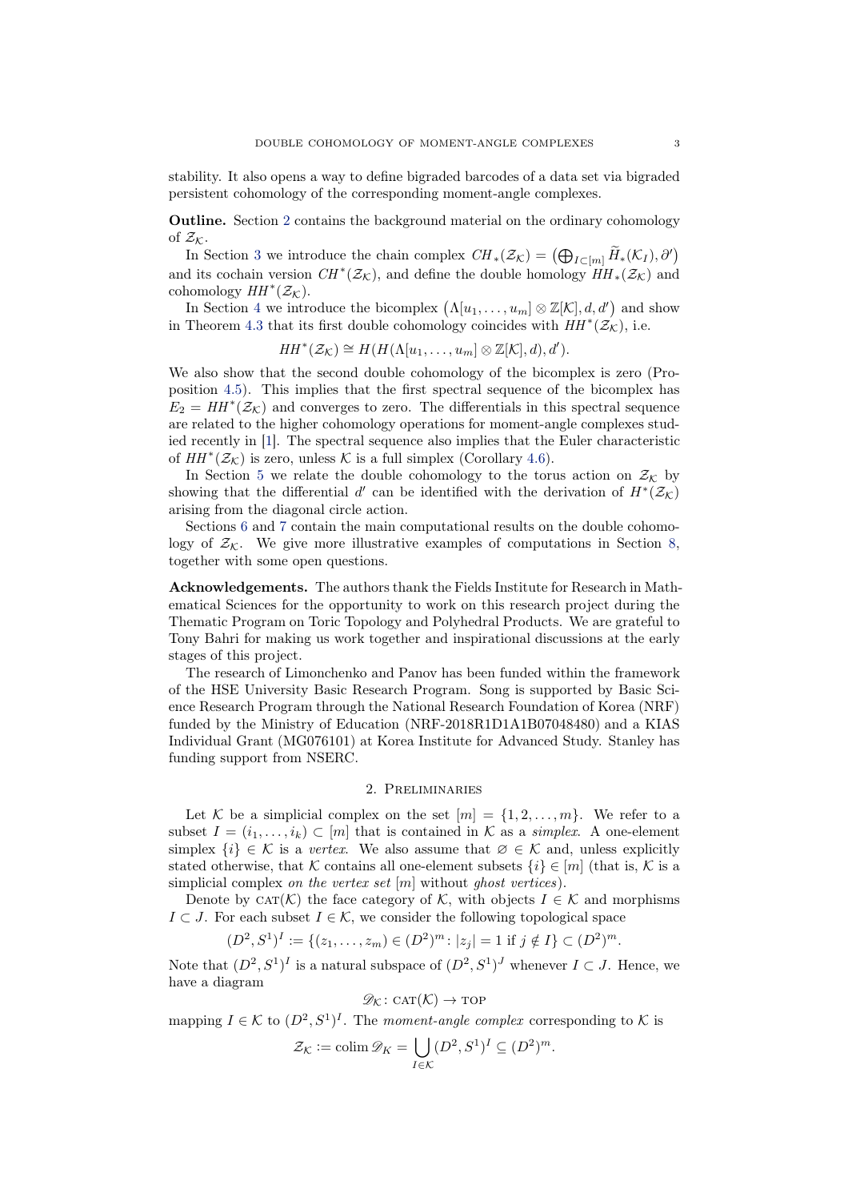stability. It also opens a way to define bigraded barcodes of a data set via bigraded persistent cohomology of the corresponding moment-angle complexes.

**Outline.** Section 2 contains the background material on the ordinary cohomology of $\mathcal{Z}_\mathcal{K}$.

In Section 3 we introduce the chain complex $CH_*(\mathcal{Z}_\mathcal{K}) = \big(\bigoplus_{I\subset[m]} \widetilde{H}_*(\mathcal{K}_I), \partial'\big)$ and its cochain version $CH^*(\mathcal{Z}_\mathcal{K})$, and define the double homology $HH_*(\mathcal{Z}_\mathcal{K})$ and cohomology $HH^*(\mathcal{Z}_\mathcal{K})$.

In Section 4 we introduce the bicomplex $\big(\Lambda[u_1,\dots,u_m]\otimes\mathbb{Z}[\mathcal{K}], d, d'\big)$ and show in Theorem 4.3 that its first double cohomology coincides with $HH^*(\mathcal{Z}_\mathcal{K})$, i.e.

$$HH^*(\mathcal{Z}_\mathcal{K}) \cong H(H(\Lambda[u_1,\dots,u_m]\otimes\mathbb{Z}[\mathcal{K}], d), d').$$

We also show that the second double cohomology of the bicomplex is zero (Proposition 4.5). This implies that the first spectral sequence of the bicomplex has $E_2 = HH^*(\mathcal{Z}_\mathcal{K})$ and converges to zero. The differentials in this spectral sequence are related to the higher cohomology operations for moment-angle complexes studied recently in [1]. The spectral sequence also implies that the Euler characteristic of $HH^*(\mathcal{Z}_\mathcal{K})$ is zero, unless $\mathcal{K}$ is a full simplex (Corollary 4.6).

In Section 5 we relate the double cohomology to the torus action on $\mathcal{Z}_\mathcal{K}$ by showing that the differential $d'$ can be identified with the derivation of $H^*(\mathcal{Z}_\mathcal{K})$ arising from the diagonal circle action.

Sections 6 and 7 contain the main computational results on the double cohomology of $\mathcal{Z}_\mathcal{K}$. We give more illustrative examples of computations in Section 8, together with some open questions.

**Acknowledgements.** The authors thank the Fields Institute for Research in Mathematical Sciences for the opportunity to work on this research project during the Thematic Program on Toric Topology and Polyhedral Products. We are grateful to Tony Bahri for making us work together and inspirational discussions at the early stages of this project.

The research of Limonchenko and Panov has been funded within the framework of the HSE University Basic Research Program. Song is supported by Basic Science Research Program through the National Research Foundation of Korea (NRF) funded by the Ministry of Education (NRF-2018R1D1A1B07048480) and a KIAS Individual Grant (MG076101) at Korea Institute for Advanced Study. Stanley has funding support from NSERC.

## 2. Preliminaries

Let $\mathcal{K}$ be a simplicial complex on the set $[m] = \{1, 2, \dots, m\}$. We refer to a subset $I = (i_1, \dots, i_k) \subset [m]$ that is contained in $\mathcal{K}$ as a *simplex*. A one-element simplex $\{i\} \in \mathcal{K}$ is a *vertex*. We also assume that $\varnothing \in \mathcal{K}$ and, unless explicitly stated otherwise, that $\mathcal{K}$ contains all one-element subsets $\{i\} \in [m]$ (that is, $\mathcal{K}$ is a simplicial complex *on the vertex set* $[m]$ without *ghost vertices*).

Denote by $\mathrm{CAT}(\mathcal{K})$ the face category of $\mathcal{K}$, with objects $I \in \mathcal{K}$ and morphisms $I \subset J$. For each subset $I \in \mathcal{K}$, we consider the following topological space

$$(D^2, S^1)^I := \{(z_1, \dots, z_m) \in (D^2)^m \colon |z_j| = 1 \text{ if } j \notin I\} \subset (D^2)^m.$$

Note that $(D^2, S^1)^I$ is a natural subspace of $(D^2, S^1)^J$ whenever $I \subset J$. Hence, we have a diagram

$$\mathscr{D}_\mathcal{K} \colon \mathrm{CAT}(\mathcal{K}) \to \mathrm{TOP}$$

mapping $I \in \mathcal{K}$ to $(D^2, S^1)^I$. The *moment-angle complex* corresponding to $\mathcal{K}$ is

$$\mathcal{Z}_\mathcal{K} := \operatorname{colim} \mathscr{D}_K = \bigcup_{I\in\mathcal{K}} (D^2, S^1)^I \subseteq (D^2)^m.$$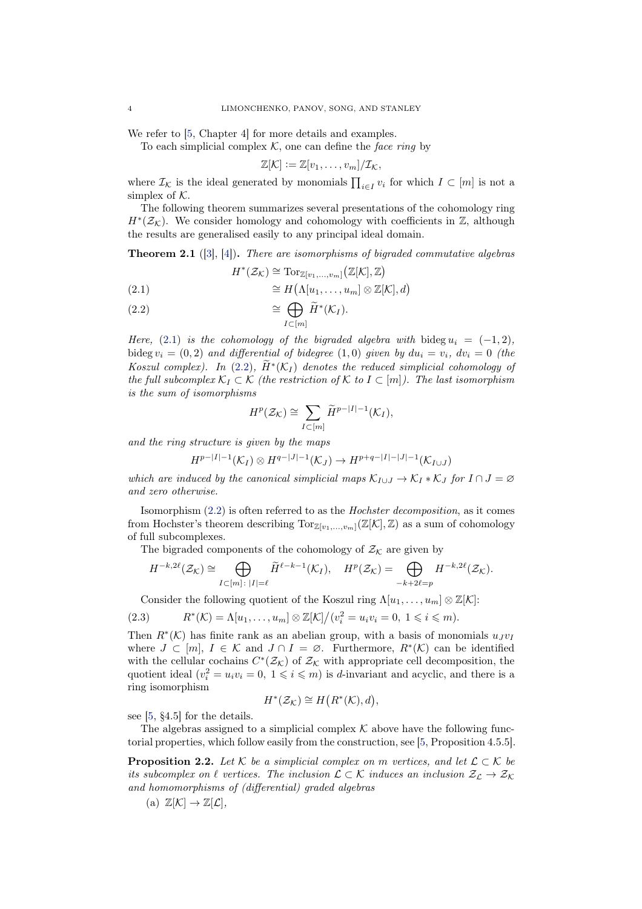We refer to [5, Chapter 4] for more details and examples.

To each simplicial complex $\mathcal{K}$, one can define the *face ring* by

$$\mathbb{Z}[\mathcal{K}] := \mathbb{Z}[v_1, \dots, v_m]/\mathcal{I}_{\mathcal{K}},$$

where $\mathcal{I}_{\mathcal{K}}$ is the ideal generated by monomials $\prod_{i \in I} v_i$ for which $I \subset [m]$ is not a simplex of $\mathcal{K}$.

The following theorem summarizes several presentations of the cohomology ring $H^*(\mathcal{Z}_{\mathcal{K}})$. We consider homology and cohomology with coefficients in $\mathbb{Z}$, although the results are generalised easily to any principal ideal domain.

**Theorem 2.1** ([3], [4]). *There are isomorphisms of bigraded commutative algebras*

$$H^*(\mathcal{Z}_{\mathcal{K}}) \cong \operatorname{Tor}_{\mathbb{Z}[v_1,\dots,v_m]}\big(\mathbb{Z}[\mathcal{K}], \mathbb{Z}\big)$$

$$\cong H\big(\Lambda[u_1, \dots, u_m] \otimes \mathbb{Z}[\mathcal{K}], d\big) \tag{2.1}$$

$$\cong \bigoplus_{I \subset [m]} \widetilde{H}^*(\mathcal{K}_I). \tag{2.2}$$

*Here, (2.1) is the cohomology of the bigraded algebra with* $\operatorname{bideg} u_i = (-1, 2)$, $\operatorname{bideg} v_i = (0, 2)$ *and differential of bidegree* $(1, 0)$ *given by* $du_i = v_i$, $dv_i = 0$ *(the Koszul complex). In (2.2),* $\widetilde{H}^*(\mathcal{K}_I)$ *denotes the reduced simplicial cohomology of the full subcomplex* $\mathcal{K}_I \subset \mathcal{K}$ *(the restriction of* $\mathcal{K}$ *to* $I \subset [m]$*). The last isomorphism is the sum of isomorphisms*

$$H^p(\mathcal{Z}_{\mathcal{K}}) \cong \sum_{I \subset [m]} \widetilde{H}^{p-|I|-1}(\mathcal{K}_I),$$

*and the ring structure is given by the maps*

$$H^{p-|I|-1}(\mathcal{K}_I) \otimes H^{q-|J|-1}(\mathcal{K}_J) \to H^{p+q-|I|-|J|-1}(\mathcal{K}_{I \cup J})$$

*which are induced by the canonical simplicial maps* $\mathcal{K}_{I \cup J} \to \mathcal{K}_I * \mathcal{K}_J$ *for* $I \cap J = \varnothing$ *and zero otherwise.*

Isomorphism (2.2) is often referred to as the *Hochster decomposition*, as it comes from Hochster's theorem describing $\operatorname{Tor}_{\mathbb{Z}[v_1,\dots,v_m]}(\mathbb{Z}[\mathcal{K}], \mathbb{Z})$ as a sum of cohomology of full subcomplexes.

The bigraded components of the cohomology of $\mathcal{Z}_{\mathcal{K}}$ are given by

$$H^{-k,2\ell}(\mathcal{Z}_{\mathcal{K}}) \cong \bigoplus_{I \subset [m] \colon |I| = \ell} \widetilde{H}^{\ell-k-1}(\mathcal{K}_I), \quad H^p(\mathcal{Z}_{\mathcal{K}}) = \bigoplus_{-k+2\ell = p} H^{-k,2\ell}(\mathcal{Z}_{\mathcal{K}}).$$

Consider the following quotient of the Koszul ring $\Lambda[u_1, \dots, u_m] \otimes \mathbb{Z}[\mathcal{K}]$:

$$R^*(\mathcal{K}) = \Lambda[u_1, \dots, u_m] \otimes \mathbb{Z}[\mathcal{K}]/(v_i^2 = u_i v_i = 0,\ 1 \leqslant i \leqslant m). \tag{2.3}$$

Then $R^*(\mathcal{K})$ has finite rank as an abelian group, with a basis of monomials $u_J v_I$ where $J \subset [m]$, $I \in \mathcal{K}$ and $J \cap I = \varnothing$. Furthermore, $R^*(\mathcal{K})$ can be identified with the cellular cochains $C^*(\mathcal{Z}_{\mathcal{K}})$ of $\mathcal{Z}_{\mathcal{K}}$ with appropriate cell decomposition, the quotient ideal $(v_i^2 = u_i v_i = 0,\ 1 \leqslant i \leqslant m)$ is $d$-invariant and acyclic, and there is a ring isomorphism

$$H^*(\mathcal{Z}_{\mathcal{K}}) \cong H\big(R^*(\mathcal{K}), d\big),$$

see [5, §4.5] for the details.

The algebras assigned to a simplicial complex $\mathcal{K}$ above have the following functorial properties, which follow easily from the construction, see [5, Proposition 4.5.5].

**Proposition 2.2.** *Let* $\mathcal{K}$ *be a simplicial complex on* $m$ *vertices, and let* $\mathcal{L} \subset \mathcal{K}$ *be its subcomplex on* $\ell$ *vertices. The inclusion* $\mathcal{L} \subset \mathcal{K}$ *induces an inclusion* $\mathcal{Z}_{\mathcal{L}} \to \mathcal{Z}_{\mathcal{K}}$ *and homomorphisms of (differential) graded algebras*

(a) $\mathbb{Z}[\mathcal{K}] \to \mathbb{Z}[\mathcal{L}]$,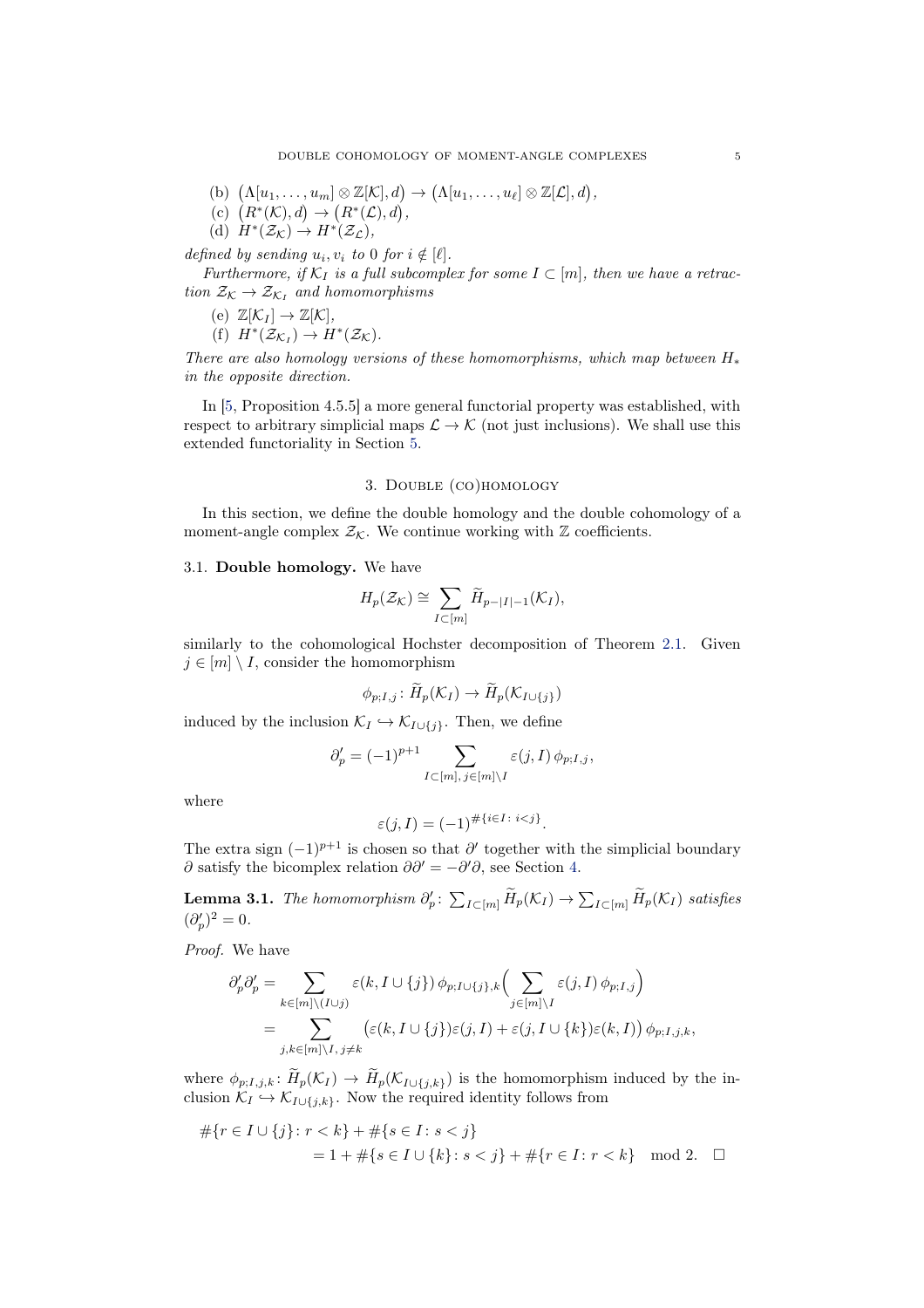(b) $\big(\Lambda[u_1,\dots,u_m]\otimes\mathbb{Z}[\mathcal{K}],d\big)\to\big(\Lambda[u_1,\dots,u_\ell]\otimes\mathbb{Z}[\mathcal{L}],d\big)$,

(c) $\big(R^*(\mathcal{K}),d\big)\to\big(R^*(\mathcal{L}),d\big)$,

(d) $H^*(\mathcal{Z}_\mathcal{K})\to H^*(\mathcal{Z}_\mathcal{L})$,

*defined by sending $u_i, v_i$ to 0 for $i\notin[\ell]$.*

*Furthermore, if $\mathcal{K}_I$ is a full subcomplex for some $I\subset[m]$, then we have a retraction $\mathcal{Z}_\mathcal{K}\to\mathcal{Z}_{\mathcal{K}_I}$ and homomorphisms*

(e) $\mathbb{Z}[\mathcal{K}_I]\to\mathbb{Z}[\mathcal{K}]$,

(f) $H^*(\mathcal{Z}_{\mathcal{K}_I})\to H^*(\mathcal{Z}_\mathcal{K})$.

*There are also homology versions of these homomorphisms, which map between $H_*$ in the opposite direction.*

In [5, Proposition 4.5.5] a more general functorial property was established, with respect to arbitrary simplicial maps $\mathcal{L}\to\mathcal{K}$ (not just inclusions). We shall use this extended functoriality in Section 5.

## 3. Double (co)homology

In this section, we define the double homology and the double cohomology of a moment-angle complex $\mathcal{Z}_\mathcal{K}$. We continue working with $\mathbb{Z}$ coefficients.

### 3.1. Double homology.

We have

$$H_p(\mathcal{Z}_\mathcal{K})\cong\sum_{I\subset[m]}\widetilde{H}_{p-|I|-1}(\mathcal{K}_I),$$

similarly to the cohomological Hochster decomposition of Theorem 2.1. Given $j\in[m]\setminus I$, consider the homomorphism

$$\phi_{p;I,j}\colon\widetilde{H}_p(\mathcal{K}_I)\to\widetilde{H}_p(\mathcal{K}_{I\cup\{j\}})$$

induced by the inclusion $\mathcal{K}_I\hookrightarrow\mathcal{K}_{I\cup\{j\}}$. Then, we define

$$\partial'_p=(-1)^{p+1}\sum_{I\subset[m],\,j\in[m]\setminus I}\varepsilon(j,I)\,\phi_{p;I,j},$$

where

$$\varepsilon(j,I)=(-1)^{\#\{i\in I\colon i<j\}}.$$

The extra sign $(-1)^{p+1}$ is chosen so that $\partial'$ together with the simplicial boundary $\partial$ satisfy the bicomplex relation $\partial\partial'=-\partial'\partial$, see Section 4.

**Lemma 3.1.** *The homomorphism $\partial'_p\colon\sum_{I\subset[m]}\widetilde{H}_p(\mathcal{K}_I)\to\sum_{I\subset[m]}\widetilde{H}_p(\mathcal{K}_I)$ satisfies $(\partial'_p)^2=0$.*

*Proof.* We have

$$\begin{aligned}\partial'_p\partial'_p&=\sum_{k\in[m]\setminus(I\cup j)}\varepsilon(k,I\cup\{j\})\,\phi_{p;I\cup\{j\},k}\Big(\sum_{j\in[m]\setminus I}\varepsilon(j,I)\,\phi_{p;I,j}\Big)\\&=\sum_{j,k\in[m]\setminus I,\,j\neq k}\big(\varepsilon(k,I\cup\{j\})\varepsilon(j,I)+\varepsilon(j,I\cup\{k\})\varepsilon(k,I)\big)\,\phi_{p;I,j,k},\end{aligned}$$

where $\phi_{p;I,j,k}\colon\widetilde{H}_p(\mathcal{K}_I)\to\widetilde{H}_p(\mathcal{K}_{I\cup\{j,k\}})$ is the homomorphism induced by the inclusion $\mathcal{K}_I\hookrightarrow\mathcal{K}_{I\cup\{j,k\}}$. Now the required identity follows from

$$\begin{aligned}&\#\{r\in I\cup\{j\}\colon r<k\}+\#\{s\in I\colon s<j\}\\&\qquad=1+\#\{s\in I\cup\{k\}\colon s<j\}+\#\{r\in I\colon r<k\}\mod 2.\qquad\square\end{aligned}$$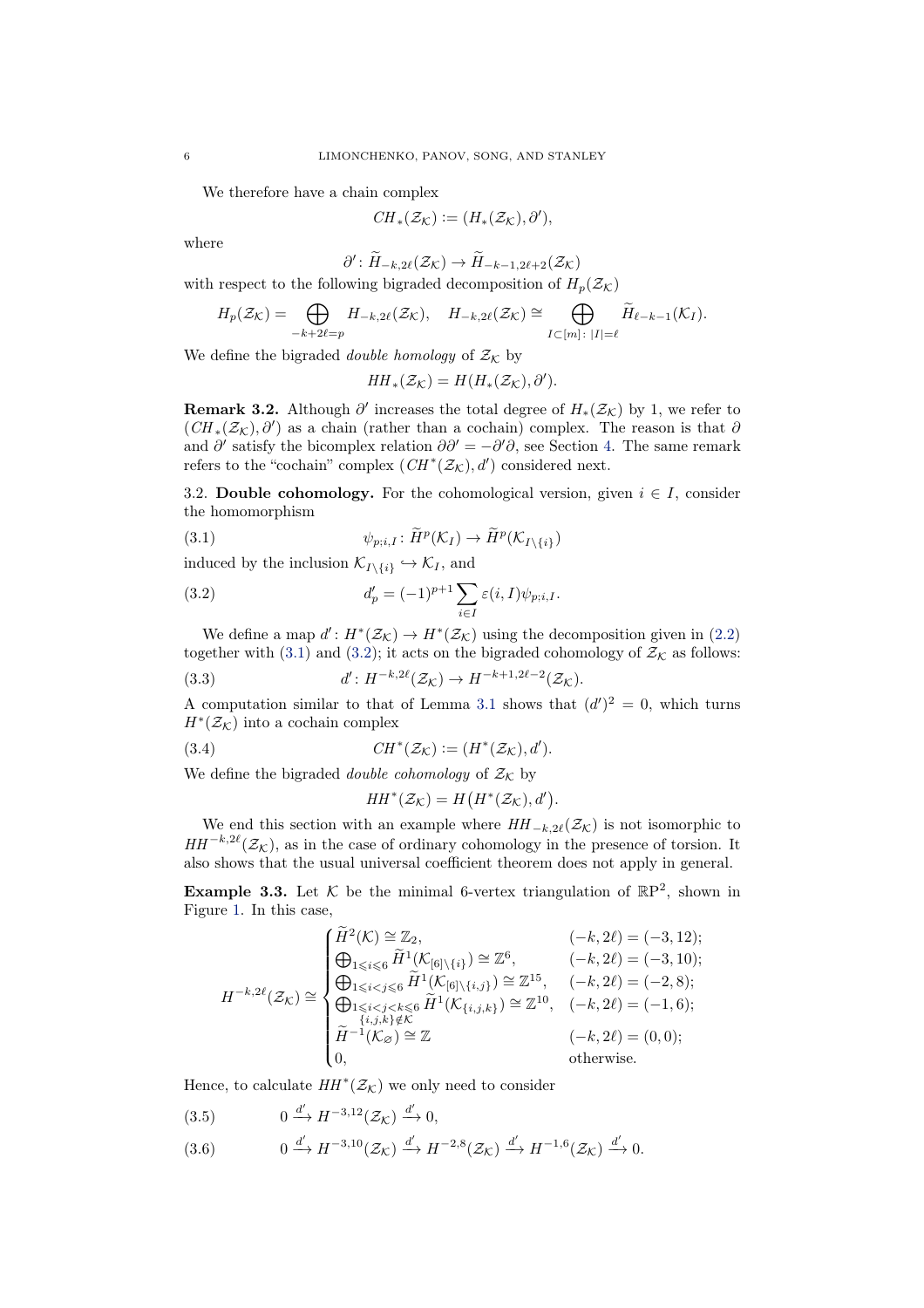We therefore have a chain complex

$$CH_*(\mathcal{Z}_\mathcal{K}) := (H_*(\mathcal{Z}_\mathcal{K}), \partial'),$$

where

$$\partial' \colon \widetilde{H}_{-k,2\ell}(\mathcal{Z}_\mathcal{K}) \to \widetilde{H}_{-k-1,2\ell+2}(\mathcal{Z}_\mathcal{K})$$

with respect to the following bigraded decomposition of $H_p(\mathcal{Z}_\mathcal{K})$

$$H_p(\mathcal{Z}_\mathcal{K}) = \bigoplus_{-k+2\ell=p} H_{-k,2\ell}(\mathcal{Z}_\mathcal{K}), \quad H_{-k,2\ell}(\mathcal{Z}_\mathcal{K}) \cong \bigoplus_{I\subset[m]\colon |I|=\ell} \widetilde{H}_{\ell-k-1}(\mathcal{K}_I).$$

We define the bigraded *double homology* of $\mathcal{Z}_\mathcal{K}$ by

$$HH_*(\mathcal{Z}_\mathcal{K}) = H(H_*(\mathcal{Z}_\mathcal{K}), \partial').$$

**Remark 3.2.** Although $\partial'$ increases the total degree of $H_*(\mathcal{Z}_\mathcal{K})$ by 1, we refer to $(CH_*(\mathcal{Z}_\mathcal{K}), \partial')$ as a chain (rather than a cochain) complex. The reason is that $\partial$ and $\partial'$ satisfy the bicomplex relation $\partial\partial' = -\partial'\partial$, see Section 4. The same remark refers to the "cochain" complex $(CH^*(\mathcal{Z}_\mathcal{K}), d')$ considered next.

3.2. **Double cohomology.** For the cohomological version, given $i \in I$, consider the homomorphism

$$\psi_{p;i,I} \colon \widetilde{H}^p(\mathcal{K}_I) \to \widetilde{H}^p(\mathcal{K}_{I\setminus\{i\}}) \tag{3.1}$$

induced by the inclusion $\mathcal{K}_{I\setminus\{i\}} \hookrightarrow \mathcal{K}_I$, and

$$d'_p = (-1)^{p+1} \sum_{i\in I} \varepsilon(i,I)\psi_{p;i,I}. \tag{3.2}$$

We define a map $d' \colon H^*(\mathcal{Z}_\mathcal{K}) \to H^*(\mathcal{Z}_\mathcal{K})$ using the decomposition given in (2.2) together with (3.1) and (3.2); it acts on the bigraded cohomology of $\mathcal{Z}_\mathcal{K}$ as follows:

$$d' \colon H^{-k,2\ell}(\mathcal{Z}_\mathcal{K}) \to H^{-k+1,2\ell-2}(\mathcal{Z}_\mathcal{K}). \tag{3.3}$$

A computation similar to that of Lemma 3.1 shows that $(d')^2 = 0$, which turns $H^*(\mathcal{Z}_\mathcal{K})$ into a cochain complex

$$CH^*(\mathcal{Z}_\mathcal{K}) := (H^*(\mathcal{Z}_\mathcal{K}), d'). \tag{3.4}$$

We define the bigraded *double cohomology* of $\mathcal{Z}_\mathcal{K}$ by

$$HH^*(\mathcal{Z}_\mathcal{K}) = H\big(H^*(\mathcal{Z}_\mathcal{K}), d'\big).$$

We end this section with an example where $HH_{-k,2\ell}(\mathcal{Z}_\mathcal{K})$ is not isomorphic to $HH^{-k,2\ell}(\mathcal{Z}_\mathcal{K})$, as in the case of ordinary cohomology in the presence of torsion. It also shows that the usual universal coefficient theorem does not apply in general.

**Example 3.3.** Let $\mathcal{K}$ be the minimal 6-vertex triangulation of $\mathbb{R}\mathrm{P}^2$, shown in Figure 1. In this case,

$$H^{-k,2\ell}(\mathcal{Z}_\mathcal{K}) \cong \begin{cases} \widetilde{H}^2(\mathcal{K}) \cong \mathbb{Z}_2, & (-k,2\ell) = (-3,12); \\ \bigoplus_{1\leqslant i\leqslant 6} \widetilde{H}^1(\mathcal{K}_{[6]\setminus\{i\}}) \cong \mathbb{Z}^6, & (-k,2\ell) = (-3,10); \\ \bigoplus_{1\leqslant i<j\leqslant 6} \widetilde{H}^1(\mathcal{K}_{[6]\setminus\{i,j\}}) \cong \mathbb{Z}^{15}, & (-k,2\ell) = (-2,8); \\ \bigoplus_{\substack{1\leqslant i<j<k\leqslant 6 \\ \{i,j,k\}\notin\mathcal{K}}} \widetilde{H}^1(\mathcal{K}_{\{i,j,k\}}) \cong \mathbb{Z}^{10}, & (-k,2\ell) = (-1,6); \\ \widetilde{H}^{-1}(\mathcal{K}_\varnothing) \cong \mathbb{Z} & (-k,2\ell) = (0,0); \\ 0, & \text{otherwise.} \end{cases}$$

Hence, to calculate $HH^*(\mathcal{Z}_\mathcal{K})$ we only need to consider

$$0 \xrightarrow{d'} H^{-3,12}(\mathcal{Z}_\mathcal{K}) \xrightarrow{d'} 0, \tag{3.5}$$

$$0 \xrightarrow{d'} H^{-3,10}(\mathcal{Z}_\mathcal{K}) \xrightarrow{d'} H^{-2,8}(\mathcal{Z}_\mathcal{K}) \xrightarrow{d'} H^{-1,6}(\mathcal{Z}_\mathcal{K}) \xrightarrow{d'} 0. \tag{3.6}$$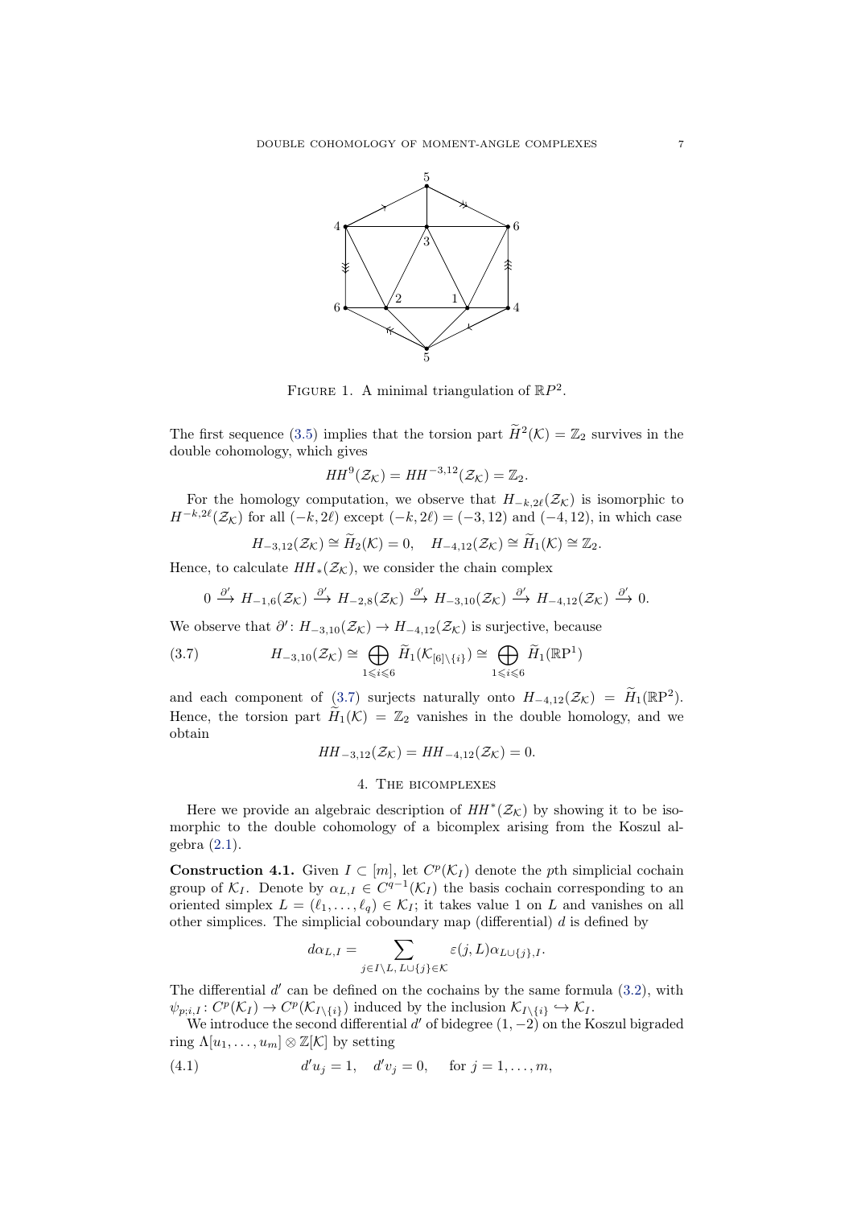FIGURE 1. A minimal triangulation of $\mathbb{R}P^2$.

The first sequence (3.5) implies that the torsion part $\widetilde{H}^2(\mathcal{K}) = \mathbb{Z}_2$ survives in the double cohomology, which gives

$$HH^9(\mathcal{Z}_\mathcal{K}) = HH^{-3,12}(\mathcal{Z}_\mathcal{K}) = \mathbb{Z}_2.$$

For the homology computation, we observe that $H_{-k,2\ell}(\mathcal{Z}_\mathcal{K})$ is isomorphic to $H^{-k,2\ell}(\mathcal{Z}_\mathcal{K})$ for all $(-k, 2\ell)$ except $(-k, 2\ell) = (-3, 12)$ and $(-4, 12)$, in which case

$$H_{-3,12}(\mathcal{Z}_\mathcal{K}) \cong \widetilde{H}_2(\mathcal{K}) = 0, \quad H_{-4,12}(\mathcal{Z}_\mathcal{K}) \cong \widetilde{H}_1(\mathcal{K}) \cong \mathbb{Z}_2.$$

Hence, to calculate $HH_*(\mathcal{Z}_\mathcal{K})$, we consider the chain complex

$$0 \xrightarrow{\partial'} H_{-1,6}(\mathcal{Z}_\mathcal{K}) \xrightarrow{\partial'} H_{-2,8}(\mathcal{Z}_\mathcal{K}) \xrightarrow{\partial'} H_{-3,10}(\mathcal{Z}_\mathcal{K}) \xrightarrow{\partial'} H_{-4,12}(\mathcal{Z}_\mathcal{K}) \xrightarrow{\partial'} 0.$$

We observe that $\partial' \colon H_{-3,10}(\mathcal{Z}_\mathcal{K}) \to H_{-4,12}(\mathcal{Z}_\mathcal{K})$ is surjective, because

$$H_{-3,10}(\mathcal{Z}_\mathcal{K}) \cong \bigoplus_{1 \leqslant i \leqslant 6} \widetilde{H}_1(\mathcal{K}_{[6]\setminus\{i\}}) \cong \bigoplus_{1 \leqslant i \leqslant 6} \widetilde{H}_1(\mathbb{R}\mathrm{P}^1) \tag{3.7}$$

and each component of (3.7) surjects naturally onto $H_{-4,12}(\mathcal{Z}_\mathcal{K}) = \widetilde{H}_1(\mathbb{R}\mathrm{P}^2)$. Hence, the torsion part $\widetilde{H}_1(\mathcal{K}) = \mathbb{Z}_2$ vanishes in the double homology, and we obtain

$$HH_{-3,12}(\mathcal{Z}_\mathcal{K}) = HH_{-4,12}(\mathcal{Z}_\mathcal{K}) = 0.$$

## 4. The bicomplexes

Here we provide an algebraic description of $HH^*(\mathcal{Z}_\mathcal{K})$ by showing it to be isomorphic to the double cohomology of a bicomplex arising from the Koszul algebra (2.1).

**Construction 4.1.** Given $I \subset [m]$, let $C^p(\mathcal{K}_I)$ denote the $p$th simplicial cochain group of $\mathcal{K}_I$. Denote by $\alpha_{L,I} \in C^{q-1}(\mathcal{K}_I)$ the basis cochain corresponding to an oriented simplex $L = (\ell_1, \dots, \ell_q) \in \mathcal{K}_I$; it takes value 1 on $L$ and vanishes on all other simplices. The simplicial coboundary map (differential) $d$ is defined by

$$d\alpha_{L,I} = \sum_{j \in I \setminus L,\, L \cup \{j\} \in \mathcal{K}} \varepsilon(j, L)\alpha_{L \cup \{j\}, I}.$$

The differential $d'$ can be defined on the cochains by the same formula (3.2), with $\psi_{p;i,I} \colon C^p(\mathcal{K}_I) \to C^p(\mathcal{K}_{I\setminus\{i\}})$ induced by the inclusion $\mathcal{K}_{I\setminus\{i\}} \hookrightarrow \mathcal{K}_I$.

We introduce the second differential $d'$ of bidegree $(1, -2)$ on the Koszul bigraded ring $\Lambda[u_1, \dots, u_m] \otimes \mathbb{Z}[\mathcal{K}]$ by setting

$$d'u_j = 1, \quad d'v_j = 0, \quad \text{for } j = 1, \dots, m, \tag{4.1}$$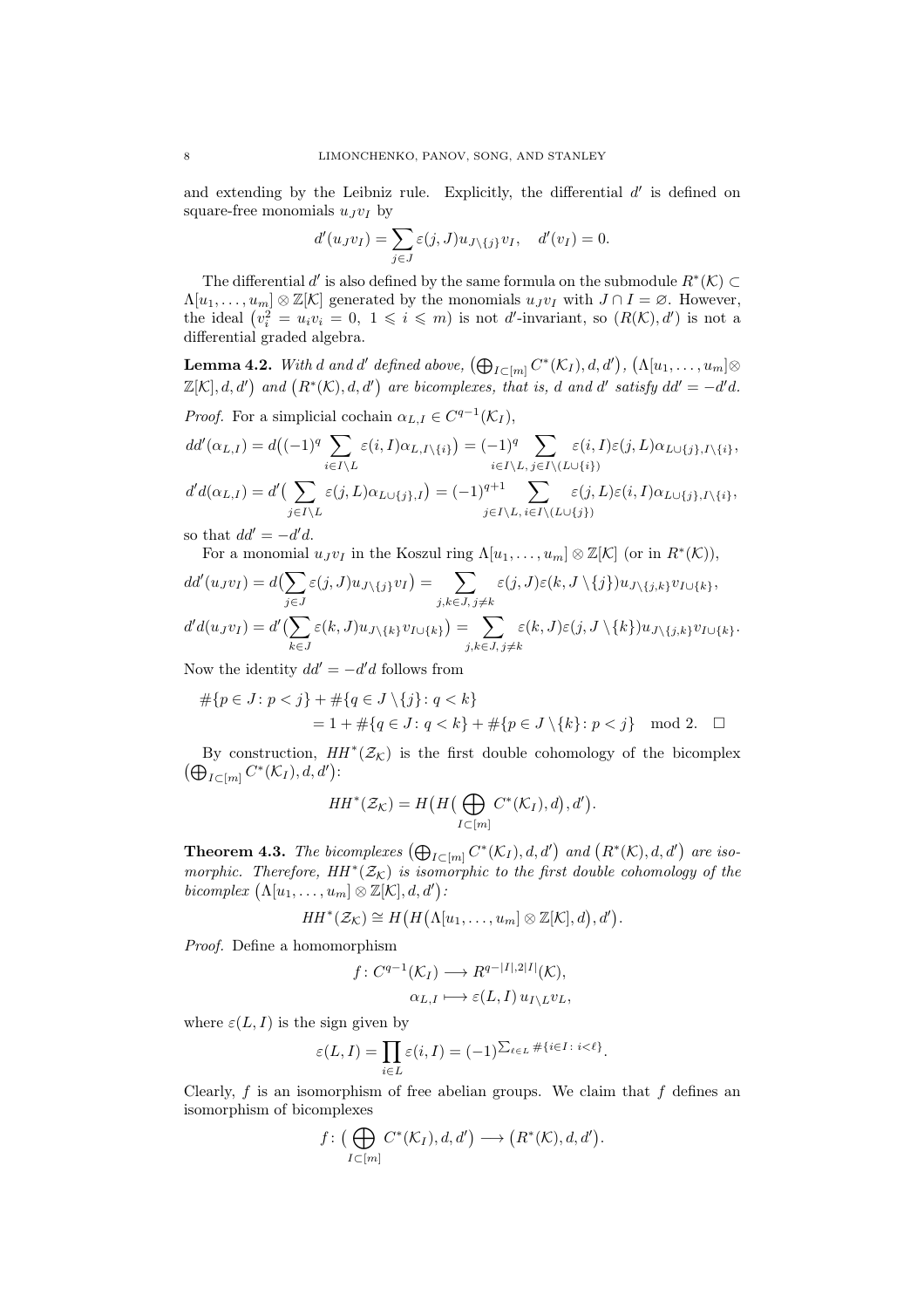and extending by the Leibniz rule. Explicitly, the differential $d'$ is defined on square-free monomials $u_Jv_I$ by

$$d'(u_Jv_I) = \sum_{j\in J} \varepsilon(j,J) u_{J\setminus\{j\}} v_I, \quad d'(v_I) = 0.$$

The differential $d'$ is also defined by the same formula on the submodule $R^*(\mathcal{K}) \subset \Lambda[u_1,\ldots,u_m]\otimes\mathbb{Z}[\mathcal{K}]$ generated by the monomials $u_Jv_I$ with $J\cap I=\varnothing$. However, the ideal $\big(v_i^2 = u_iv_i = 0,\ 1\leqslant i\leqslant m\big)$ is not $d'$-invariant, so $(R(\mathcal{K}),d')$ is not a differential graded algebra.

**Lemma 4.2.** *With $d$ and $d'$ defined above, $\big(\bigoplus_{I\subset[m]} C^*(\mathcal{K}_I), d, d'\big)$, $\big(\Lambda[u_1,\ldots,u_m]\otimes \mathbb{Z}[\mathcal{K}], d, d'\big)$ and $\big(R^*(\mathcal{K}), d, d'\big)$ are bicomplexes, that is, $d$ and $d'$ satisfy $dd' = -d'd$.*

*Proof.* For a simplicial cochain $\alpha_{L,I}\in C^{q-1}(\mathcal{K}_I)$,

$$dd'(\alpha_{L,I}) = d\big((-1)^q \sum_{i\in I\setminus L}\varepsilon(i,I)\alpha_{L,I\setminus\{i\}}\big) = (-1)^q \sum_{i\in I\setminus L,\, j\in I\setminus(L\cup\{i\})} \varepsilon(i,I)\varepsilon(j,L)\alpha_{L\cup\{j\},I\setminus\{i\}},$$

$$d'd(\alpha_{L,I}) = d'\big(\sum_{j\in I\setminus L}\varepsilon(j,L)\alpha_{L\cup\{j\},I}\big) = (-1)^{q+1} \sum_{j\in I\setminus L,\, i\in I\setminus(L\cup\{j\})} \varepsilon(j,L)\varepsilon(i,I)\alpha_{L\cup\{j\},I\setminus\{i\}},$$

so that $dd' = -d'd$.

For a monomial $u_Jv_I$ in the Koszul ring $\Lambda[u_1,\ldots,u_m]\otimes\mathbb{Z}[\mathcal{K}]$ (or in $R^*(\mathcal{K})$),

$$dd'(u_Jv_I) = d\big(\sum_{j\in J}\varepsilon(j,J)u_{J\setminus\{j\}}v_I\big) = \sum_{j,k\in J,\, j\neq k} \varepsilon(j,J)\varepsilon(k,J\setminus\{j\})u_{J\setminus\{j,k\}}v_{I\cup\{k\}},$$

$$d'd(u_Jv_I) = d'\big(\sum_{k\in J}\varepsilon(k,J)u_{J\setminus\{k\}}v_{I\cup\{k\}}\big) = \sum_{j,k\in J,\, j\neq k} \varepsilon(k,J)\varepsilon(j,J\setminus\{k\})u_{J\setminus\{j,k\}}v_{I\cup\{k\}}.$$

Now the identity $dd'=-d'd$ follows from

$$\begin{aligned}
&\#\{p\in J\colon p<j\} + \#\{q\in J\setminus\{j\}\colon q<k\} \\
&\qquad = 1 + \#\{q\in J\colon q<k\} + \#\{p\in J\setminus\{k\}\colon p<j\} \mod 2. \qquad \square
\end{aligned}$$

By construction, $HH^*(\mathcal{Z}_\mathcal{K})$ is the first double cohomology of the bicomplex $\big(\bigoplus_{I\subset[m]} C^*(\mathcal{K}_I), d, d'\big)$:

$$HH^*(\mathcal{Z}_\mathcal{K}) = H\big(H\big(\bigoplus_{I\subset[m]} C^*(\mathcal{K}_I), d\big), d'\big).$$

**Theorem 4.3.** *The bicomplexes $\big(\bigoplus_{I\subset[m]} C^*(\mathcal{K}_I), d, d'\big)$ and $\big(R^*(\mathcal{K}), d, d'\big)$ are isomorphic. Therefore, $HH^*(\mathcal{Z}_\mathcal{K})$ is isomorphic to the first double cohomology of the bicomplex $\big(\Lambda[u_1,\ldots,u_m]\otimes\mathbb{Z}[\mathcal{K}], d, d'\big)$:*

$$HH^*(\mathcal{Z}_\mathcal{K}) \cong H\big(H\big(\Lambda[u_1,\ldots,u_m]\otimes\mathbb{Z}[\mathcal{K}], d\big), d'\big).$$

*Proof.* Define a homomorphism

$$\begin{aligned}
f\colon C^{q-1}(\mathcal{K}_I) &\longrightarrow R^{q-|I|,2|I|}(\mathcal{K}),\\
\alpha_{L,I} &\longmapsto \varepsilon(L,I)\, u_{I\setminus L}v_L,
\end{aligned}$$

where $\varepsilon(L,I)$ is the sign given by

$$\varepsilon(L,I) = \prod_{i\in L}\varepsilon(i,I) = (-1)^{\sum_{\ell\in L}\#\{i\in I\colon i<\ell\}}.$$

Clearly, $f$ is an isomorphism of free abelian groups. We claim that $f$ defines an isomorphism of bicomplexes

$$f\colon \big(\bigoplus_{I\subset[m]} C^*(\mathcal{K}_I), d, d'\big) \longrightarrow \big(R^*(\mathcal{K}), d, d'\big).$$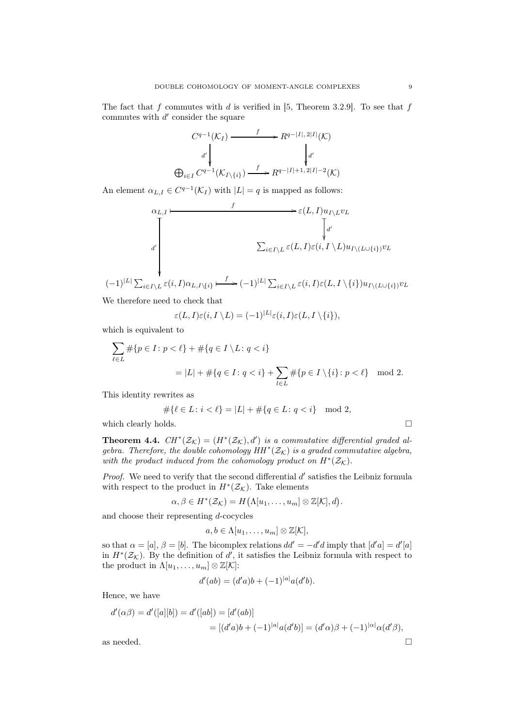The fact that $f$ commutes with $d$ is verified in [5, Theorem 3.2.9]. To see that $f$ commutes with $d'$ consider the square

$$\begin{array}{ccc}
C^{q-1}(\mathcal{K}_I) & \xrightarrow{\quad f \quad} & R^{q-|I|,\,2|I|}(\mathcal{K}) \\
\Big\downarrow{\scriptstyle d'} & & \Big\downarrow{\scriptstyle d'} \\
\bigoplus_{i\in I} C^{q-1}(\mathcal{K}_{I\setminus\{i\}}) & \xrightarrow{\quad f \quad} & R^{q-|I|+1,\,2|I|-2}(\mathcal{K})
\end{array}$$

An element $\alpha_{L,I} \in C^{q-1}(\mathcal{K}_I)$ with $|L| = q$ is mapped as follows:

$$\begin{array}{ccc}
\alpha_{L,I} & \longmapsto^{f} & \varepsilon(L,I)u_{I\setminus L}v_L \\
\Big\downarrow{\scriptstyle d'} & & \Big\downarrow{\scriptstyle d'} \\
 & & \sum_{i\in I\setminus L}\varepsilon(L,I)\varepsilon(i,I\setminus L)u_{I\setminus(L\cup\{i\})}v_L \\
 & & \\
(-1)^{|L|}\sum_{i\in I\setminus L}\varepsilon(i,I)\alpha_{L,I\setminus\{i\}} & \longmapsto^{f} & (-1)^{|L|}\sum_{i\in I\setminus L}\varepsilon(i,I)\varepsilon(L,I\setminus\{i\})u_{I\setminus(L\cup\{i\})}v_L
\end{array}$$

We therefore need to check that

$$\varepsilon(L,I)\varepsilon(i,I\setminus L) = (-1)^{|L|}\varepsilon(i,I)\varepsilon(L,I\setminus\{i\}),$$

which is equivalent to

$$\begin{aligned}
\sum_{\ell\in L}\#\{p\in I\colon p<\ell\} &+ \#\{q\in I\setminus L\colon q<i\} \\
&= |L| + \#\{q\in I\colon q<i\} + \sum_{l\in L}\#\{p\in I\setminus\{i\}\colon p<\ell\} \mod 2.
\end{aligned}$$

This identity rewrites as

$$\#\{\ell\in L\colon i<\ell\} = |L| + \#\{q\in L\colon q<i\} \mod 2,$$

which clearly holds. □

**Theorem 4.4.** *$CH^*(\mathcal{Z}_\mathcal{K}) = (H^*(\mathcal{Z}_\mathcal{K}), d')$ is a commutative differential graded algebra. Therefore, the double cohomology $HH^*(\mathcal{Z}_\mathcal{K})$ is a graded commutative algebra, with the product induced from the cohomology product on $H^*(\mathcal{Z}_\mathcal{K})$.*

*Proof.* We need to verify that the second differential $d'$ satisfies the Leibniz formula with respect to the product in $H^*(\mathcal{Z}_\mathcal{K})$. Take elements

$$\alpha,\beta \in H^*(\mathcal{Z}_\mathcal{K}) = H\big(\Lambda[u_1,\dots,u_m]\otimes\mathbb{Z}[\mathcal{K}], d\big).$$

and choose their representing $d$-cocycles

$$a,b\in\Lambda[u_1,\dots,u_m]\otimes\mathbb{Z}[\mathcal{K}],$$

so that $\alpha = [a]$, $\beta = [b]$. The bicomplex relations $dd' = -d'd$ imply that $[d'a] = d'[a]$ in $H^*(\mathcal{Z}_\mathcal{K})$. By the definition of $d'$, it satisfies the Leibniz formula with respect to the product in $\Lambda[u_1,\dots,u_m]\otimes\mathbb{Z}[\mathcal{K}]$:

$$d'(ab) = (d'a)b + (-1)^{|a|}a(d'b).$$

Hence, we have

$$\begin{aligned}
d'(\alpha\beta) = d'([a][b]) &= d'([ab]) = [d'(ab)] \\
&= [(d'a)b + (-1)^{|a|}a(d'b)] = (d'\alpha)\beta + (-1)^{|\alpha|}\alpha(d'\beta),
\end{aligned}$$

as needed. □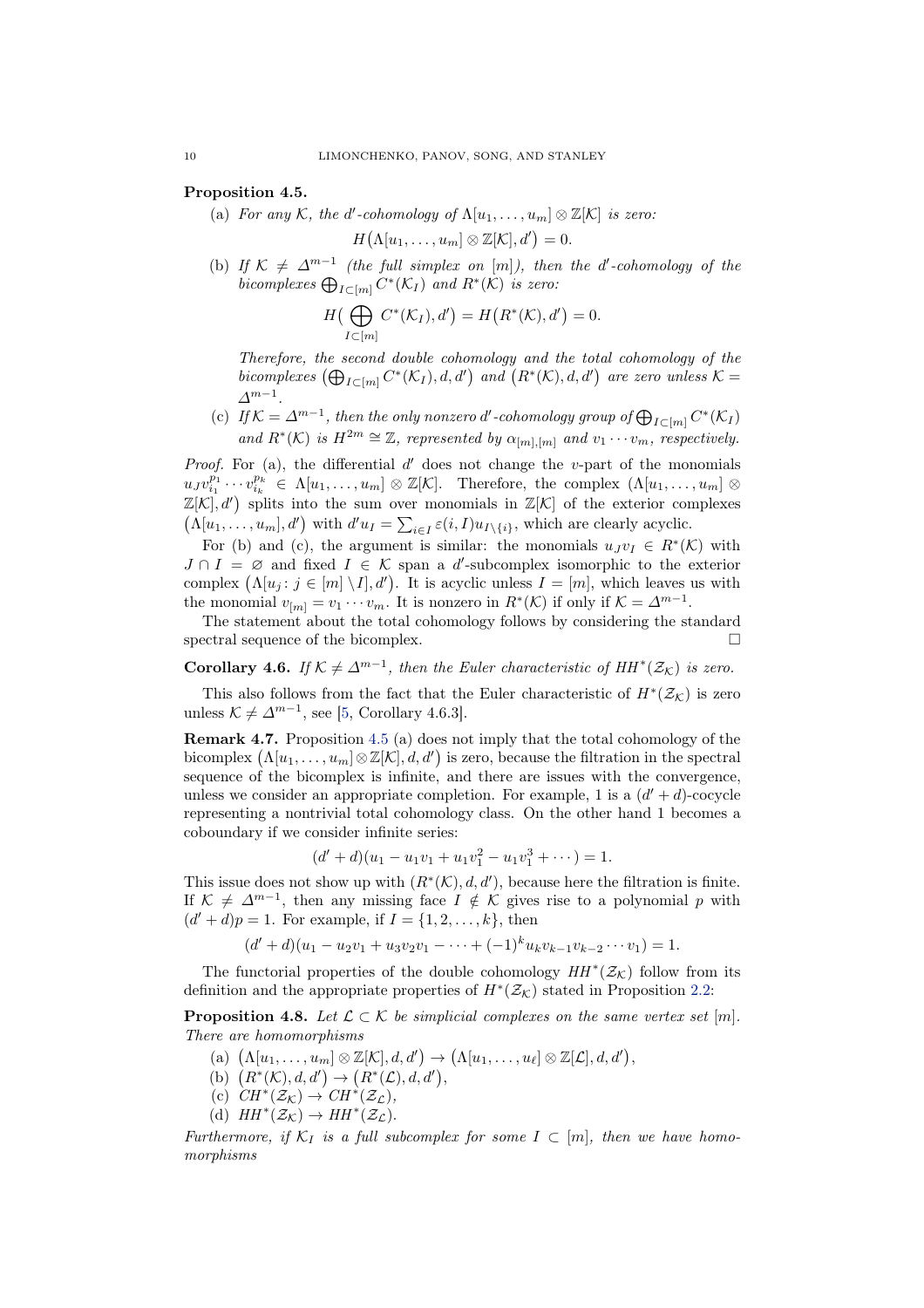**Proposition 4.5.**

(a) *For any $\mathcal{K}$, the $d'$-cohomology of $\Lambda[u_1,\ldots,u_m]\otimes\mathbb{Z}[\mathcal{K}]$ is zero:*
$$H\bigl(\Lambda[u_1,\ldots,u_m]\otimes\mathbb{Z}[\mathcal{K}],d'\bigr)=0.$$

(b) *If $\mathcal{K}\neq\Delta^{m-1}$ (the full simplex on $[m]$), then the $d'$-cohomology of the bicomplexes $\bigoplus_{I\subset[m]}C^*(\mathcal{K}_I)$ and $R^*(\mathcal{K})$ is zero:*
$$H\bigl(\bigoplus_{I\subset[m]}C^*(\mathcal{K}_I),d'\bigr)=H\bigl(R^*(\mathcal{K}),d'\bigr)=0.$$

*Therefore, the second double cohomology and the total cohomology of the bicomplexes $\bigl(\bigoplus_{I\subset[m]}C^*(\mathcal{K}_I),d,d'\bigr)$ and $\bigl(R^*(\mathcal{K}),d,d'\bigr)$ are zero unless $\mathcal{K}=\Delta^{m-1}$.*

(c) *If $\mathcal{K}=\Delta^{m-1}$, then the only nonzero $d'$-cohomology group of $\bigoplus_{I\subset[m]}C^*(\mathcal{K}_I)$ and $R^*(\mathcal{K})$ is $H^{2m}\cong\mathbb{Z}$, represented by $\alpha_{[m],[m]}$ and $v_1\cdots v_m$, respectively.*

*Proof.* For (a), the differential $d'$ does not change the $v$-part of the monomials $u_Jv_{i_1}^{p_1}\cdots v_{i_k}^{p_k}\in\Lambda[u_1,\ldots,u_m]\otimes\mathbb{Z}[\mathcal{K}]$. Therefore, the complex $(\Lambda[u_1,\ldots,u_m]\otimes\mathbb{Z}[\mathcal{K}],d')$ splits into the sum over monomials in $\mathbb{Z}[\mathcal{K}]$ of the exterior complexes $\bigl(\Lambda[u_1,\ldots,u_m],d'\bigr)$ with $d'u_I=\sum_{i\in I}\varepsilon(i,I)u_{I\setminus\{i\}}$, which are clearly acyclic.

For (b) and (c), the argument is similar: the monomials $u_Jv_I\in R^*(\mathcal{K})$ with $J\cap I=\varnothing$ and fixed $I\in\mathcal{K}$ span a $d'$-subcomplex isomorphic to the exterior complex $\bigl(\Lambda[u_j\colon j\in[m]\setminus I],d'\bigr)$. It is acyclic unless $I=[m]$, which leaves us with the monomial $v_{[m]}=v_1\cdots v_m$. It is nonzero in $R^*(\mathcal{K})$ if only if $\mathcal{K}=\Delta^{m-1}$.

The statement about the total cohomology follows by considering the standard spectral sequence of the bicomplex. □

**Corollary 4.6.** *If $\mathcal{K}\neq\Delta^{m-1}$, then the Euler characteristic of $HH^*(\mathcal{Z}_\mathcal{K})$ is zero.*

This also follows from the fact that the Euler characteristic of $H^*(\mathcal{Z}_\mathcal{K})$ is zero unless $\mathcal{K}\neq\Delta^{m-1}$, see [5, Corollary 4.6.3].

**Remark 4.7.** Proposition 4.5 (a) does not imply that the total cohomology of the bicomplex $\bigl(\Lambda[u_1,\ldots,u_m]\otimes\mathbb{Z}[\mathcal{K}],d,d'\bigr)$ is zero, because the filtration in the spectral sequence of the bicomplex is infinite, and there are issues with the convergence, unless we consider an appropriate completion. For example, 1 is a $(d'+d)$-cocycle representing a nontrivial total cohomology class. On the other hand 1 becomes a coboundary if we consider infinite series:
$$(d'+d)(u_1-u_1v_1+u_1v_1^2-u_1v_1^3+\cdots)=1.$$
This issue does not show up with $(R^*(\mathcal{K}),d,d')$, because here the filtration is finite. If $\mathcal{K}\neq\Delta^{m-1}$, then any missing face $I\notin\mathcal{K}$ gives rise to a polynomial $p$ with $(d'+d)p=1$. For example, if $I=\{1,2,\ldots,k\}$, then
$$(d'+d)(u_1-u_2v_1+u_3v_2v_1-\cdots+(-1)^ku_kv_{k-1}v_{k-2}\cdots v_1)=1.$$

The functorial properties of the double cohomology $HH^*(\mathcal{Z}_\mathcal{K})$ follow from its definition and the appropriate properties of $H^*(\mathcal{Z}_\mathcal{K})$ stated in Proposition 2.2:

**Proposition 4.8.** *Let $\mathcal{L}\subset\mathcal{K}$ be simplicial complexes on the same vertex set $[m]$. There are homomorphisms*

(a) $\bigl(\Lambda[u_1,\ldots,u_m]\otimes\mathbb{Z}[\mathcal{K}],d,d'\bigr)\to\bigl(\Lambda[u_1,\ldots,u_\ell]\otimes\mathbb{Z}[\mathcal{L}],d,d'\bigr)$,

(b) $\bigl(R^*(\mathcal{K}),d,d'\bigr)\to\bigl(R^*(\mathcal{L}),d,d'\bigr)$,

(c) $CH^*(\mathcal{Z}_\mathcal{K})\to CH^*(\mathcal{Z}_\mathcal{L})$,

(d) $HH^*(\mathcal{Z}_\mathcal{K})\to HH^*(\mathcal{Z}_\mathcal{L})$.

*Furthermore, if $\mathcal{K}_I$ is a full subcomplex for some $I\subset[m]$, then we have homomorphisms*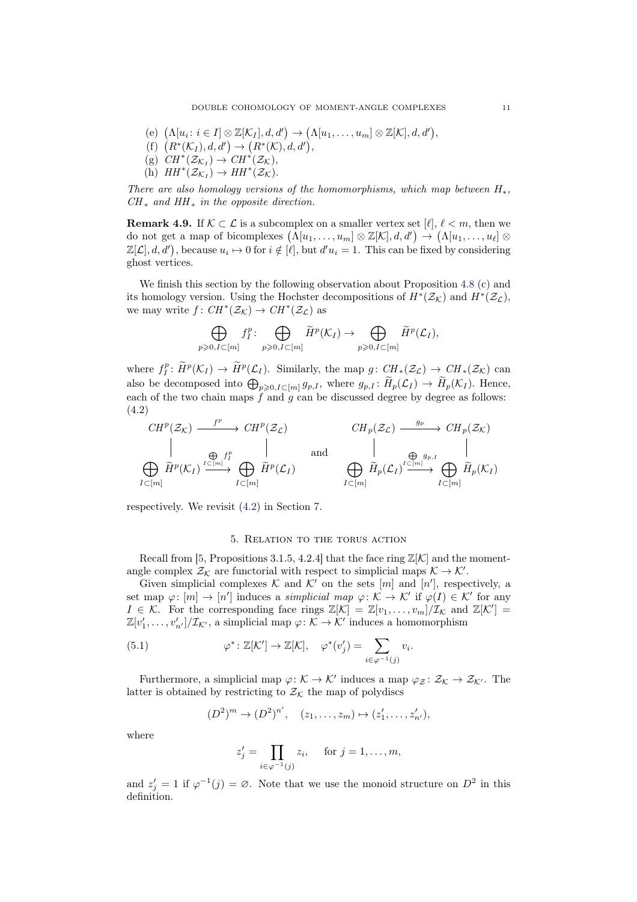(e) $\big(\Lambda[u_i\colon i\in I]\otimes\mathbb{Z}[\mathcal{K}_I],d,d'\big)\to\big(\Lambda[u_1,\dots,u_m]\otimes\mathbb{Z}[\mathcal{K}],d,d'\big)$,
(f) $\big(R^*(\mathcal{K}_I),d,d'\big)\to\big(R^*(\mathcal{K}),d,d'\big)$,
(g) $CH^*(\mathcal{Z}_{\mathcal{K}_I})\to CH^*(\mathcal{Z}_\mathcal{K})$,
(h) $HH^*(\mathcal{Z}_{\mathcal{K}_I})\to HH^*(\mathcal{Z}_\mathcal{K})$.

*There are also homology versions of the homomorphisms, which map between $H_*$, $CH_*$ and $HH_*$ in the opposite direction.*

**Remark 4.9.** If $\mathcal{K}\subset\mathcal{L}$ is a subcomplex on a smaller vertex set $[\ell]$, $\ell<m$, then we do not get a map of bicomplexes $\big(\Lambda[u_1,\dots,u_m]\otimes\mathbb{Z}[\mathcal{K}],d,d'\big)\to\big(\Lambda[u_1,\dots,u_\ell]\otimes\mathbb{Z}[\mathcal{L}],d,d'\big)$, because $u_i\mapsto 0$ for $i\notin[\ell]$, but $d'u_i=1$. This can be fixed by considering ghost vertices.

We finish this section by the following observation about Proposition 4.8 (c) and its homology version. Using the Hochster decompositions of $H^*(\mathcal{Z}_\mathcal{K})$ and $H^*(\mathcal{Z}_\mathcal{L})$, we may write $f\colon CH^*(\mathcal{Z}_\mathcal{K})\to CH^*(\mathcal{Z}_\mathcal{L})$ as

$$\bigoplus_{p\geqslant 0,I\subset[m]} f_I^p\colon \bigoplus_{p\geqslant 0,I\subset[m]}\widetilde{H}^p(\mathcal{K}_I)\to\bigoplus_{p\geqslant 0,I\subset[m]}\widetilde{H}^p(\mathcal{L}_I),$$

where $f_I^p\colon\widetilde{H}^p(\mathcal{K}_I)\to\widetilde{H}^p(\mathcal{L}_I)$. Similarly, the map $g\colon CH_*(\mathcal{Z}_\mathcal{L})\to CH_*(\mathcal{Z}_\mathcal{K})$ can also be decomposed into $\bigoplus_{p\geqslant 0,I\subset[m]} g_{p,I}$, where $g_{p,I}\colon\widetilde{H}_p(\mathcal{L}_I)\to\widetilde{H}_p(\mathcal{K}_I)$. Hence, each of the two chain maps $f$ and $g$ can be discussed degree by degree as follows:
(4.2)

$$\begin{array}{ccc} CH^p(\mathcal{Z}_\mathcal{K}) & \xrightarrow{\;f^p\;} & CH^p(\mathcal{Z}_\mathcal{L}) \\ \Big| & & \Big| \\ \bigoplus_{I\subset[m]}\widetilde{H}^p(\mathcal{K}_I) & \xrightarrow{\bigoplus_{I\subset[m]} f_I^p} & \bigoplus_{I\subset[m]}\widetilde{H}^p(\mathcal{L}_I) \end{array}\quad\text{and}\quad\begin{array}{ccc} CH_p(\mathcal{Z}_\mathcal{L}) & \xrightarrow{\;g_p\;} & CH_p(\mathcal{Z}_\mathcal{K}) \\ \Big| & & \Big| \\ \bigoplus_{I\subset[m]}\widetilde{H}_p(\mathcal{L}_I) & \xrightarrow{\bigoplus_{I\subset[m]} g_{p,I}} & \bigoplus_{I\subset[m]}\widetilde{H}_p(\mathcal{K}_I) \end{array}$$

respectively. We revisit (4.2) in Section 7.

## 5. Relation to the torus action

Recall from [5, Propositions 3.1.5, 4.2.4] that the face ring $\mathbb{Z}[\mathcal{K}]$ and the moment-angle complex $\mathcal{Z}_\mathcal{K}$ are functorial with respect to simplicial maps $\mathcal{K}\to\mathcal{K}'$.

Given simplicial complexes $\mathcal{K}$ and $\mathcal{K}'$ on the sets $[m]$ and $[n']$, respectively, a set map $\varphi\colon[m]\to[n']$ induces a *simplicial map* $\varphi\colon\mathcal{K}\to\mathcal{K}'$ if $\varphi(I)\in\mathcal{K}'$ for any $I\in\mathcal{K}$. For the corresponding face rings $\mathbb{Z}[\mathcal{K}]=\mathbb{Z}[v_1,\dots,v_m]/\mathcal{I}_\mathcal{K}$ and $\mathbb{Z}[\mathcal{K}']=\mathbb{Z}[v_1',\dots,v_{n'}']/\mathcal{I}_{\mathcal{K}'}$, a simplicial map $\varphi\colon\mathcal{K}\to\mathcal{K}'$ induces a homomorphism

$$\varphi^*\colon\mathbb{Z}[\mathcal{K}']\to\mathbb{Z}[\mathcal{K}],\quad \varphi^*(v_j')=\sum_{i\in\varphi^{-1}(j)}v_i. \tag{5.1}$$

Furthermore, a simplicial map $\varphi\colon\mathcal{K}\to\mathcal{K}'$ induces a map $\varphi_\mathcal{Z}\colon\mathcal{Z}_\mathcal{K}\to\mathcal{Z}_{\mathcal{K}'}$. The latter is obtained by restricting to $\mathcal{Z}_\mathcal{K}$ the map of polydiscs

$$(D^2)^m\to(D^2)^{n'},\quad (z_1,\dots,z_m)\mapsto(z_1',\dots,z_{n'}'),$$

where

$$z_j'=\prod_{i\in\varphi^{-1}(j)}z_i,\quad\text{ for } j=1,\dots,m,$$

and $z_j'=1$ if $\varphi^{-1}(j)=\varnothing$. Note that we use the monoid structure on $D^2$ in this definition.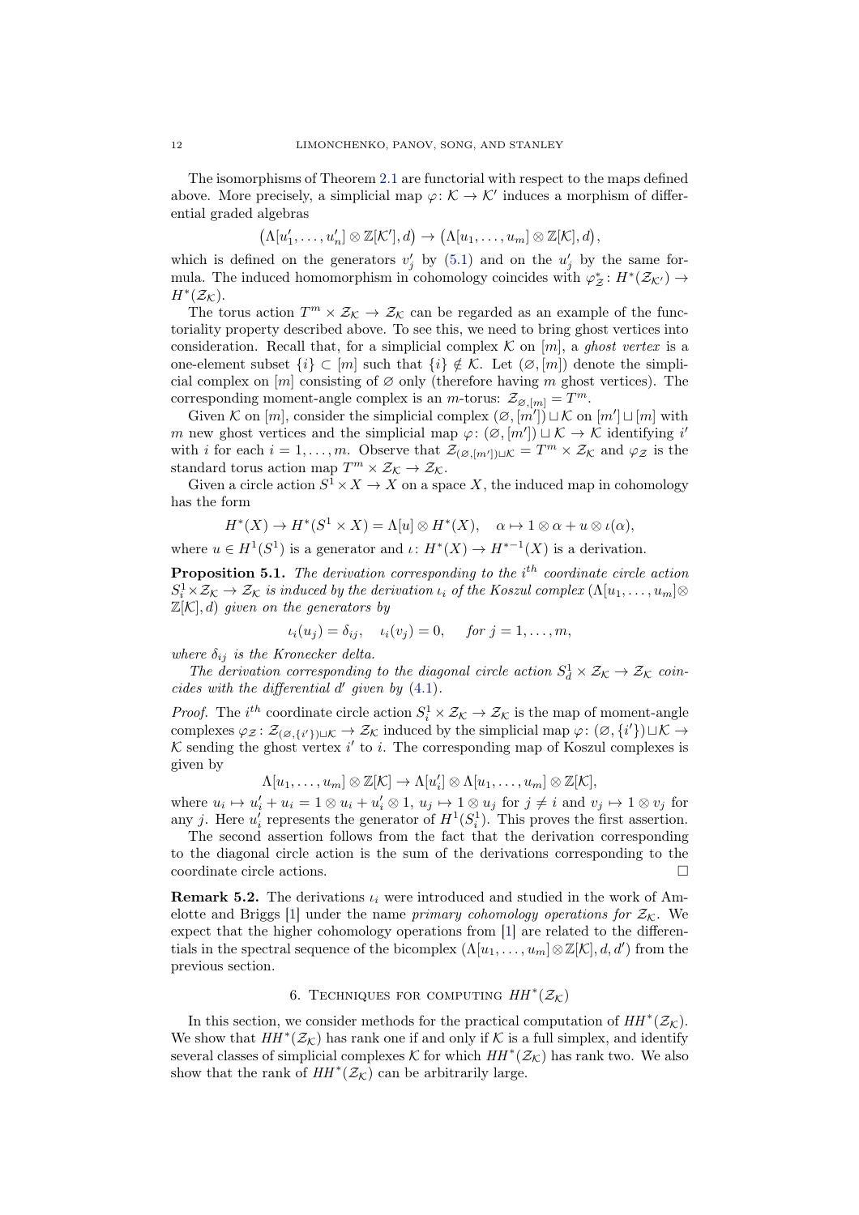The isomorphisms of Theorem 2.1 are functorial with respect to the maps defined above. More precisely, a simplicial map $\varphi\colon \mathcal{K} \to \mathcal{K}'$ induces a morphism of differential graded algebras

$$\big(\Lambda[u_1', \dots, u_n'] \otimes \mathbb{Z}[\mathcal{K}'], d\big) \to \big(\Lambda[u_1, \dots, u_m] \otimes \mathbb{Z}[\mathcal{K}], d\big),$$

which is defined on the generators $v_j'$ by (5.1) and on the $u_j'$ by the same formula. The induced homomorphism in cohomology coincides with $\varphi_{\mathcal{Z}}^*\colon H^*(\mathcal{Z}_{\mathcal{K}'}) \to H^*(\mathcal{Z}_{\mathcal{K}})$.

The torus action $T^m \times \mathcal{Z}_{\mathcal{K}} \to \mathcal{Z}_{\mathcal{K}}$ can be regarded as an example of the functoriality property described above. To see this, we need to bring ghost vertices into consideration. Recall that, for a simplicial complex $\mathcal{K}$ on $[m]$, a *ghost vertex* is a one-element subset $\{i\} \subset [m]$ such that $\{i\} \notin \mathcal{K}$. Let $(\varnothing, [m])$ denote the simplicial complex on $[m]$ consisting of $\varnothing$ only (therefore having $m$ ghost vertices). The corresponding moment-angle complex is an $m$-torus: $\mathcal{Z}_{\varnothing,[m]} = T^m$.

Given $\mathcal{K}$ on $[m]$, consider the simplicial complex $(\varnothing, [m']) \sqcup \mathcal{K}$ on $[m'] \sqcup [m]$ with $m$ new ghost vertices and the simplicial map $\varphi\colon (\varnothing, [m']) \sqcup \mathcal{K} \to \mathcal{K}$ identifying $i'$ with $i$ for each $i = 1, \dots, m$. Observe that $\mathcal{Z}_{(\varnothing,[m'])\sqcup\mathcal{K}} = T^m \times \mathcal{Z}_{\mathcal{K}}$ and $\varphi_{\mathcal{Z}}$ is the standard torus action map $T^m \times \mathcal{Z}_{\mathcal{K}} \to \mathcal{Z}_{\mathcal{K}}$.

Given a circle action $S^1 \times X \to X$ on a space $X$, the induced map in cohomology has the form

$$H^*(X) \to H^*(S^1 \times X) = \Lambda[u] \otimes H^*(X), \quad \alpha \mapsto 1 \otimes \alpha + u \otimes \iota(\alpha),$$

where $u \in H^1(S^1)$ is a generator and $\iota\colon H^*(X) \to H^{*-1}(X)$ is a derivation.

**Proposition 5.1.** *The derivation corresponding to the $i^{th}$ coordinate circle action $S_i^1 \times \mathcal{Z}_{\mathcal{K}} \to \mathcal{Z}_{\mathcal{K}}$ is induced by the derivation $\iota_i$ of the Koszul complex $(\Lambda[u_1, \dots, u_m] \otimes \mathbb{Z}[\mathcal{K}], d)$ given on the generators by*

$$\iota_i(u_j) = \delta_{ij}, \quad \iota_i(v_j) = 0, \quad \text{for } j = 1, \dots, m,$$

*where $\delta_{ij}$ is the Kronecker delta.*

*The derivation corresponding to the diagonal circle action $S_d^1 \times \mathcal{Z}_{\mathcal{K}} \to \mathcal{Z}_{\mathcal{K}}$ coincides with the differential $d'$ given by (4.1).*

*Proof.* The $i^{th}$ coordinate circle action $S_i^1 \times \mathcal{Z}_{\mathcal{K}} \to \mathcal{Z}_{\mathcal{K}}$ is the map of moment-angle complexes $\varphi_{\mathcal{Z}}\colon \mathcal{Z}_{(\varnothing,\{i'\})\sqcup\mathcal{K}} \to \mathcal{Z}_{\mathcal{K}}$ induced by the simplicial map $\varphi\colon (\varnothing, \{i'\}) \sqcup \mathcal{K} \to \mathcal{K}$ sending the ghost vertex $i'$ to $i$. The corresponding map of Koszul complexes is given by

$$\Lambda[u_1, \dots, u_m] \otimes \mathbb{Z}[\mathcal{K}] \to \Lambda[u_i'] \otimes \Lambda[u_1, \dots, u_m] \otimes \mathbb{Z}[\mathcal{K}],$$

where $u_i \mapsto u_i' + u_i = 1 \otimes u_i + u_i' \otimes 1$, $u_j \mapsto 1 \otimes u_j$ for $j \neq i$ and $v_j \mapsto 1 \otimes v_j$ for any $j$. Here $u_i'$ represents the generator of $H^1(S_i^1)$. This proves the first assertion.

The second assertion follows from the fact that the derivation corresponding to the diagonal circle action is the sum of the derivations corresponding to the coordinate circle actions. $\square$

**Remark 5.2.** The derivations $\iota_i$ were introduced and studied in the work of Amelotte and Briggs [1] under the name *primary cohomology operations for $\mathcal{Z}_{\mathcal{K}}$*. We expect that the higher cohomology operations from [1] are related to the differentials in the spectral sequence of the bicomplex $(\Lambda[u_1, \dots, u_m] \otimes \mathbb{Z}[\mathcal{K}], d, d')$ from the previous section.

## 6. Techniques for computing $HH^*(\mathcal{Z}_{\mathcal{K}})$

In this section, we consider methods for the practical computation of $HH^*(\mathcal{Z}_{\mathcal{K}})$. We show that $HH^*(\mathcal{Z}_{\mathcal{K}})$ has rank one if and only if $\mathcal{K}$ is a full simplex, and identify several classes of simplicial complexes $\mathcal{K}$ for which $HH^*(\mathcal{Z}_{\mathcal{K}})$ has rank two. We also show that the rank of $HH^*(\mathcal{Z}_{\mathcal{K}})$ can be arbitrarily large.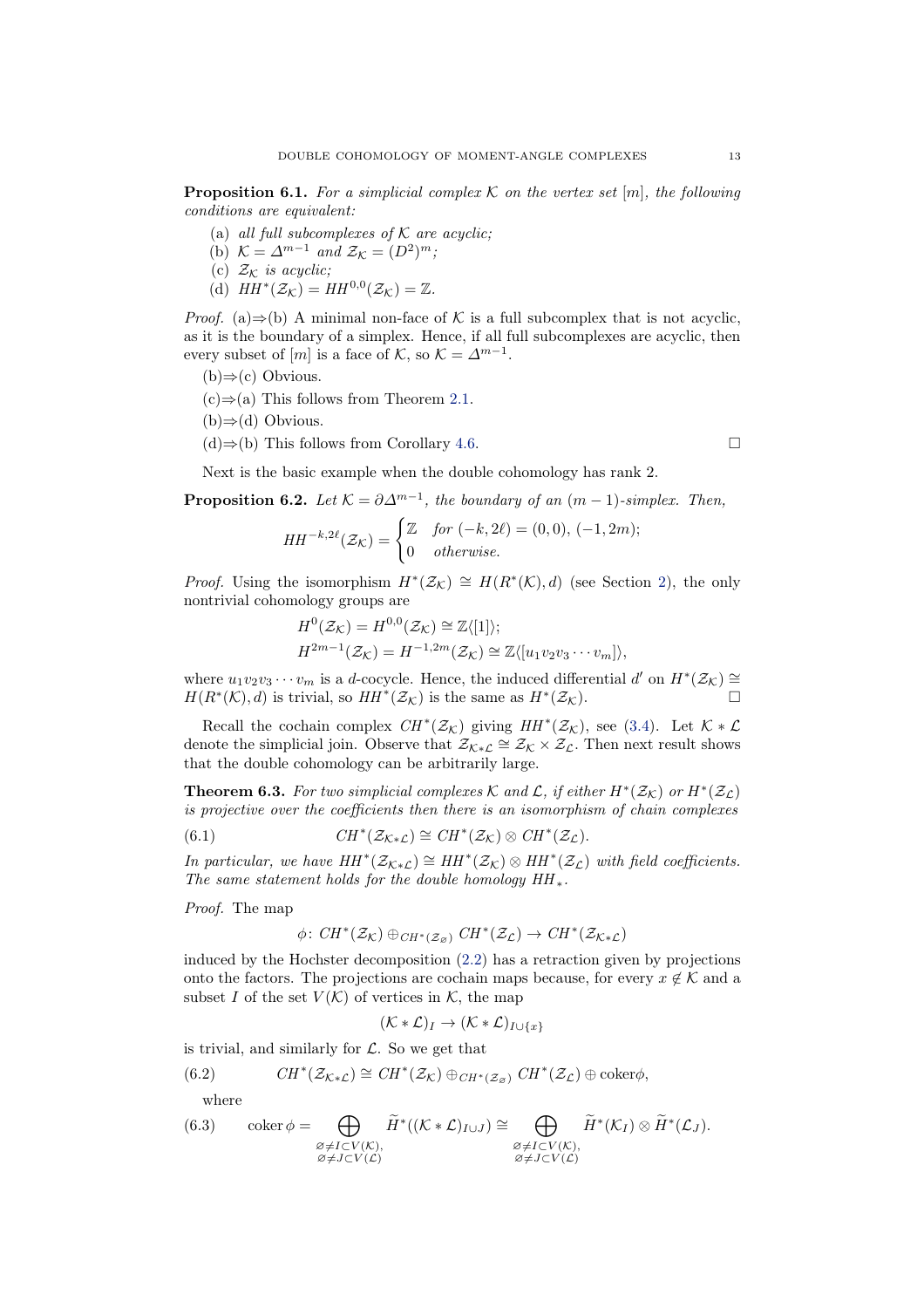**Proposition 6.1.** *For a simplicial complex $\mathcal{K}$ on the vertex set $[m]$, the following conditions are equivalent:*

(a) *all full subcomplexes of $\mathcal{K}$ are acyclic;*
(b) *$\mathcal{K} = \Delta^{m-1}$ and $\mathcal{Z}_\mathcal{K} = (D^2)^m$;*
(c) *$\mathcal{Z}_\mathcal{K}$ is acyclic;*
(d) *$HH^*(\mathcal{Z}_\mathcal{K}) = HH^{0,0}(\mathcal{Z}_\mathcal{K}) = \mathbb{Z}$.*

*Proof.* (a)⇒(b) A minimal non-face of $\mathcal{K}$ is a full subcomplex that is not acyclic, as it is the boundary of a simplex. Hence, if all full subcomplexes are acyclic, then every subset of $[m]$ is a face of $\mathcal{K}$, so $\mathcal{K} = \Delta^{m-1}$.

(b)⇒(c) Obvious.

(c)⇒(a) This follows from Theorem 2.1.

(b)⇒(d) Obvious.

(d)⇒(b) This follows from Corollary 4.6. □

Next is the basic example when the double cohomology has rank 2.

**Proposition 6.2.** *Let $\mathcal{K} = \partial\Delta^{m-1}$, the boundary of an $(m-1)$-simplex. Then,*

$$HH^{-k,2\ell}(\mathcal{Z}_\mathcal{K}) = \begin{cases} \mathbb{Z} & \text{for } (-k, 2\ell) = (0,0),\, (-1, 2m); \\ 0 & \text{otherwise.} \end{cases}$$

*Proof.* Using the isomorphism $H^*(\mathcal{Z}_\mathcal{K}) \cong H(R^*(\mathcal{K}), d)$ (see Section 2), the only nontrivial cohomology groups are

$$H^0(\mathcal{Z}_\mathcal{K}) = H^{0,0}(\mathcal{Z}_\mathcal{K}) \cong \mathbb{Z}\langle[1]\rangle;$$
$$H^{2m-1}(\mathcal{Z}_\mathcal{K}) = H^{-1,2m}(\mathcal{Z}_\mathcal{K}) \cong \mathbb{Z}\langle[u_1 v_2 v_3 \cdots v_m]\rangle,$$

where $u_1 v_2 v_3 \cdots v_m$ is a $d$-cocycle. Hence, the induced differential $d'$ on $H^*(\mathcal{Z}_\mathcal{K}) \cong H(R^*(\mathcal{K}), d)$ is trivial, so $HH^*(\mathcal{Z}_\mathcal{K})$ is the same as $H^*(\mathcal{Z}_\mathcal{K})$. □

Recall the cochain complex $CH^*(\mathcal{Z}_\mathcal{K})$ giving $HH^*(\mathcal{Z}_\mathcal{K})$, see (3.4). Let $\mathcal{K} * \mathcal{L}$ denote the simplicial join. Observe that $\mathcal{Z}_{\mathcal{K}*\mathcal{L}} \cong \mathcal{Z}_\mathcal{K} \times \mathcal{Z}_\mathcal{L}$. Then next result shows that the double cohomology can be arbitrarily large.

**Theorem 6.3.** *For two simplicial complexes $\mathcal{K}$ and $\mathcal{L}$, if either $H^*(\mathcal{Z}_\mathcal{K})$ or $H^*(\mathcal{Z}_\mathcal{L})$ is projective over the coefficients then there is an isomorphism of chain complexes*

$$CH^*(\mathcal{Z}_{\mathcal{K}*\mathcal{L}}) \cong CH^*(\mathcal{Z}_\mathcal{K}) \otimes CH^*(\mathcal{Z}_\mathcal{L}). \tag{6.1}$$

*In particular, we have $HH^*(\mathcal{Z}_{\mathcal{K}*\mathcal{L}}) \cong HH^*(\mathcal{Z}_\mathcal{K}) \otimes HH^*(\mathcal{Z}_\mathcal{L})$ with field coefficients. The same statement holds for the double homology $HH_*$.*

*Proof.* The map

$$\phi\colon CH^*(\mathcal{Z}_\mathcal{K}) \oplus_{CH^*(\mathcal{Z}_\varnothing)} CH^*(\mathcal{Z}_\mathcal{L}) \to CH^*(\mathcal{Z}_{\mathcal{K}*\mathcal{L}})$$

induced by the Hochster decomposition (2.2) has a retraction given by projections onto the factors. The projections are cochain maps because, for every $x \notin \mathcal{K}$ and a subset $I$ of the set $V(\mathcal{K})$ of vertices in $\mathcal{K}$, the map

$$(\mathcal{K} * \mathcal{L})_I \to (\mathcal{K} * \mathcal{L})_{I \cup \{x\}}$$

is trivial, and similarly for $\mathcal{L}$. So we get that

$$CH^*(\mathcal{Z}_{\mathcal{K}*\mathcal{L}}) \cong CH^*(\mathcal{Z}_\mathcal{K}) \oplus_{CH^*(\mathcal{Z}_\varnothing)} CH^*(\mathcal{Z}_\mathcal{L}) \oplus \operatorname{coker}\phi, \tag{6.2}$$

where

$$\operatorname{coker}\phi = \bigoplus_{\substack{\varnothing \neq I \subset V(\mathcal{K}), \\ \varnothing \neq J \subset V(\mathcal{L})}} \widetilde{H}^*((\mathcal{K} * \mathcal{L})_{I \cup J}) \cong \bigoplus_{\substack{\varnothing \neq I \subset V(\mathcal{K}), \\ \varnothing \neq J \subset V(\mathcal{L})}} \widetilde{H}^*(\mathcal{K}_I) \otimes \widetilde{H}^*(\mathcal{L}_J). \tag{6.3}$$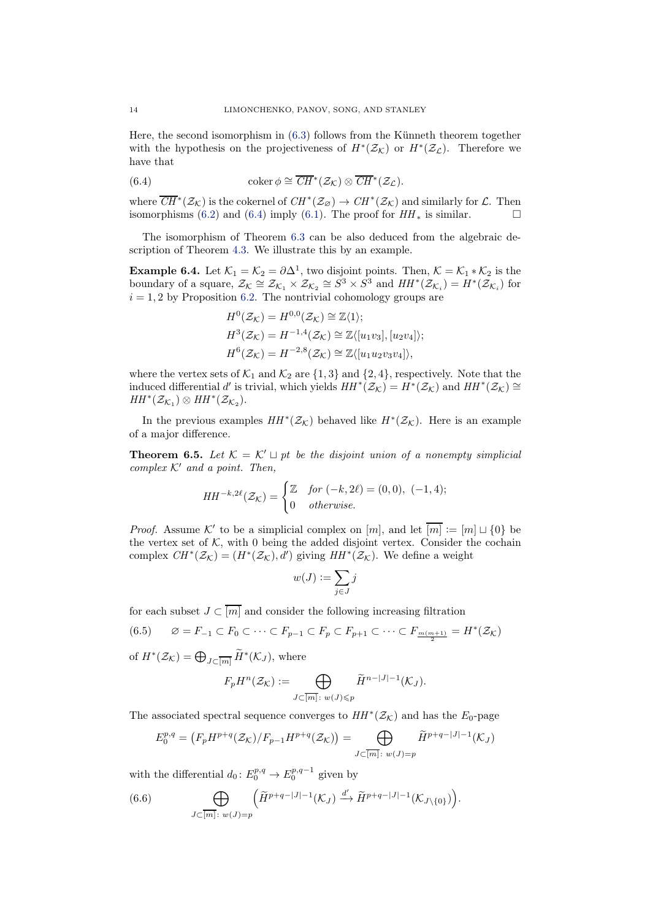Here, the second isomorphism in (6.3) follows from the Künneth theorem together with the hypothesis on the projectiveness of $H^*(\mathcal{Z}_\mathcal{K})$ or $H^*(\mathcal{Z}_\mathcal{L})$. Therefore we have that

$$\operatorname{coker}\phi \cong \overline{CH}^*(\mathcal{Z}_\mathcal{K}) \otimes \overline{CH}^*(\mathcal{Z}_\mathcal{L}). \tag{6.4}$$

where $\overline{CH}^*(\mathcal{Z}_\mathcal{K})$ is the cokernel of $CH^*(\mathcal{Z}_\varnothing) \to CH^*(\mathcal{Z}_\mathcal{K})$ and similarly for $\mathcal{L}$. Then isomorphisms (6.2) and (6.4) imply (6.1). The proof for $HH_*$ is similar. $\square$

The isomorphism of Theorem 6.3 can be also deduced from the algebraic description of Theorem 4.3. We illustrate this by an example.

**Example 6.4.** Let $\mathcal{K}_1 = \mathcal{K}_2 = \partial\Delta^1$, two disjoint points. Then, $\mathcal{K} = \mathcal{K}_1 * \mathcal{K}_2$ is the boundary of a square, $\mathcal{Z}_\mathcal{K} \cong \mathcal{Z}_{\mathcal{K}_1} \times \mathcal{Z}_{\mathcal{K}_2} \cong S^3 \times S^3$ and $HH^*(\mathcal{Z}_{\mathcal{K}_i}) = H^*(\mathcal{Z}_{\mathcal{K}_i})$ for $i = 1, 2$ by Proposition 6.2. The nontrivial cohomology groups are

$$\begin{aligned}
H^0(\mathcal{Z}_\mathcal{K}) &= H^{0,0}(\mathcal{Z}_\mathcal{K}) \cong \mathbb{Z}\langle 1\rangle;\\
H^3(\mathcal{Z}_\mathcal{K}) &= H^{-1,4}(\mathcal{Z}_\mathcal{K}) \cong \mathbb{Z}\langle [u_1v_3], [u_2v_4]\rangle;\\
H^6(\mathcal{Z}_\mathcal{K}) &= H^{-2,8}(\mathcal{Z}_\mathcal{K}) \cong \mathbb{Z}\langle [u_1u_2v_3v_4]\rangle,
\end{aligned}$$

where the vertex sets of $\mathcal{K}_1$ and $\mathcal{K}_2$ are $\{1,3\}$ and $\{2,4\}$, respectively. Note that the induced differential $d'$ is trivial, which yields $HH^*(\mathcal{Z}_\mathcal{K}) = H^*(\mathcal{Z}_\mathcal{K})$ and $HH^*(\mathcal{Z}_\mathcal{K}) \cong HH^*(\mathcal{Z}_{\mathcal{K}_1}) \otimes HH^*(\mathcal{Z}_{\mathcal{K}_2})$.

In the previous examples $HH^*(\mathcal{Z}_\mathcal{K})$ behaved like $H^*(\mathcal{Z}_\mathcal{K})$. Here is an example of a major difference.

**Theorem 6.5.** *Let $\mathcal{K} = \mathcal{K}' \sqcup pt$ be the disjoint union of a nonempty simplicial complex $\mathcal{K}'$ and a point. Then,*

$$HH^{-k,2\ell}(\mathcal{Z}_\mathcal{K}) = \begin{cases} \mathbb{Z} & \text{for } (-k, 2\ell) = (0,0),\ (-1,4);\\ 0 & \text{otherwise.}\end{cases}$$

*Proof.* Assume $\mathcal{K}'$ to be a simplicial complex on $[m]$, and let $\overline{[m]} := [m] \sqcup \{0\}$ be the vertex set of $\mathcal{K}$, with 0 being the added disjoint vertex. Consider the cochain complex $CH^*(\mathcal{Z}_\mathcal{K}) = (H^*(\mathcal{Z}_\mathcal{K}), d')$ giving $HH^*(\mathcal{Z}_\mathcal{K})$. We define a weight

$$w(J) := \sum_{j\in J} j$$

for each subset $J \subset \overline{[m]}$ and consider the following increasing filtration

$$\varnothing = F_{-1} \subset F_0 \subset \cdots \subset F_{p-1} \subset F_p \subset F_{p+1} \subset \cdots \subset F_{\frac{m(m+1)}{2}} = H^*(\mathcal{Z}_\mathcal{K}) \tag{6.5}$$

of $H^*(\mathcal{Z}_\mathcal{K}) = \bigoplus_{J\subset\overline{[m]}} \widetilde{H}^*(\mathcal{K}_J)$, where

$$F_pH^n(\mathcal{Z}_\mathcal{K}) := \bigoplus_{J\subset\overline{[m]}\colon\, w(J)\leqslant p} \widetilde{H}^{n-|J|-1}(\mathcal{K}_J).$$

The associated spectral sequence converges to $HH^*(\mathcal{Z}_\mathcal{K})$ and has the $E_0$-page

$$E_0^{p,q} = \big(F_pH^{p+q}(\mathcal{Z}_\mathcal{K})/F_{p-1}H^{p+q}(\mathcal{Z}_\mathcal{K})\big) = \bigoplus_{J\subset\overline{[m]}\colon\, w(J)=p} \widetilde{H}^{p+q-|J|-1}(\mathcal{K}_J)$$

with the differential $d_0\colon E_0^{p,q} \to E_0^{p,q-1}$ given by

$$\bigoplus_{J\subset\overline{[m]}\colon\, w(J)=p} \Big(\widetilde{H}^{p+q-|J|-1}(\mathcal{K}_J) \xrightarrow{d'} \widetilde{H}^{p+q-|J|-1}(\mathcal{K}_{J\setminus\{0\}})\Big). \tag{6.6}$$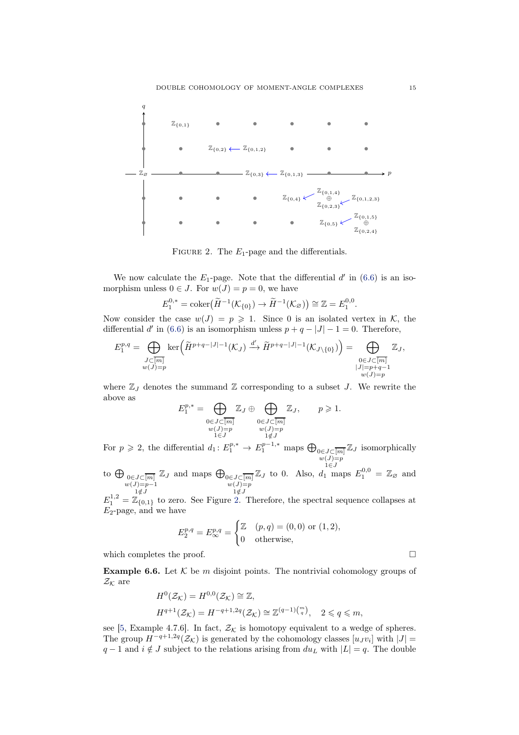FIGURE 2. The $E_1$-page and the differentials.

We now calculate the $E_1$-page. Note that the differential $d'$ in (6.6) is an isomorphism unless $0 \in J$. For $w(J) = p = 0$, we have

$$E_1^{0,*} = \operatorname{coker}\big(\widetilde{H}^{-1}(\mathcal{K}_{\{0\}}) \to \widetilde{H}^{-1}(\mathcal{K}_{\varnothing})\big) \cong \mathbb{Z} = E_1^{0,0}.$$

Now consider the case $w(J) = p \geqslant 1$. Since 0 is an isolated vertex in $\mathcal{K}$, the differential $d'$ in (6.6) is an isomorphism unless $p + q - |J| - 1 = 0$. Therefore,

$$E_1^{p,q} = \bigoplus_{\substack{J \subset \overline{[m]} \\ w(J)=p}} \ker\Big(\widetilde{H}^{p+q-|J|-1}(\mathcal{K}_J) \xrightarrow{d'} \widetilde{H}^{p+q-|J|-1}(\mathcal{K}_{J\setminus\{0\}})\Big) = \bigoplus_{\substack{0\in J \subset \overline{[m]} \\ |J|=p+q-1 \\ w(J)=p}} \mathbb{Z}_J,$$

where $\mathbb{Z}_J$ denotes the summand $\mathbb{Z}$ corresponding to a subset $J$. We rewrite the above as

$$E_1^{p,*} = \bigoplus_{\substack{0\in J \subset \overline{[m]} \\ w(J)=p \\ 1\in J}} \mathbb{Z}_J \oplus \bigoplus_{\substack{0\in J \subset \overline{[m]} \\ w(J)=p \\ 1\notin J}} \mathbb{Z}_J, \qquad p \geqslant 1.$$

For $p \geqslant 2$, the differential $d_1\colon E_1^{p,*} \to E_1^{p-1,*}$ maps $\bigoplus_{\substack{0\in J \subset \overline{[m]} \\ w(J)=p \\ 1\in J}} \mathbb{Z}_J$ isomorphically to $\bigoplus_{\substack{0\in J \subset \overline{[m]} \\ w(J)=p-1 \\ 1\notin J}} \mathbb{Z}_J$ and maps $\bigoplus_{\substack{0\in J \subset \overline{[m]} \\ w(J)=p \\ 1\notin J}} \mathbb{Z}_J$ to 0. Also, $d_1$ maps $E_1^{0,0} = \mathbb{Z}_{\varnothing}$ and $E_1^{1,2} = \mathbb{Z}_{\{0,1\}}$ to zero. See Figure 2. Therefore, the spectral sequence collapses at $E_2$-page, and we have

$$E_2^{p,q} = E_\infty^{p,q} = \begin{cases} \mathbb{Z} & (p,q) = (0,0) \text{ or } (1,2), \\ 0 & \text{otherwise,} \end{cases}$$

which completes the proof. $\square$

**Example 6.6.** Let $\mathcal{K}$ be $m$ disjoint points. The nontrivial cohomology groups of $\mathcal{Z}_{\mathcal{K}}$ are

$$H^0(\mathcal{Z}_{\mathcal{K}}) = H^{0,0}(\mathcal{Z}_{\mathcal{K}}) \cong \mathbb{Z},$$
$$H^{q+1}(\mathcal{Z}_{\mathcal{K}}) = H^{-q+1,2q}(\mathcal{Z}_{\mathcal{K}}) \cong \mathbb{Z}^{(q-1)\binom{m}{q}}, \quad 2 \leqslant q \leqslant m,$$

see [5, Example 4.7.6]. In fact, $\mathcal{Z}_{\mathcal{K}}$ is homotopy equivalent to a wedge of spheres. The group $H^{-q+1,2q}(\mathcal{Z}_{\mathcal{K}})$ is generated by the cohomology classes $[u_J v_i]$ with $|J| = q-1$ and $i \notin J$ subject to the relations arising from $du_L$ with $|L| = q$. The double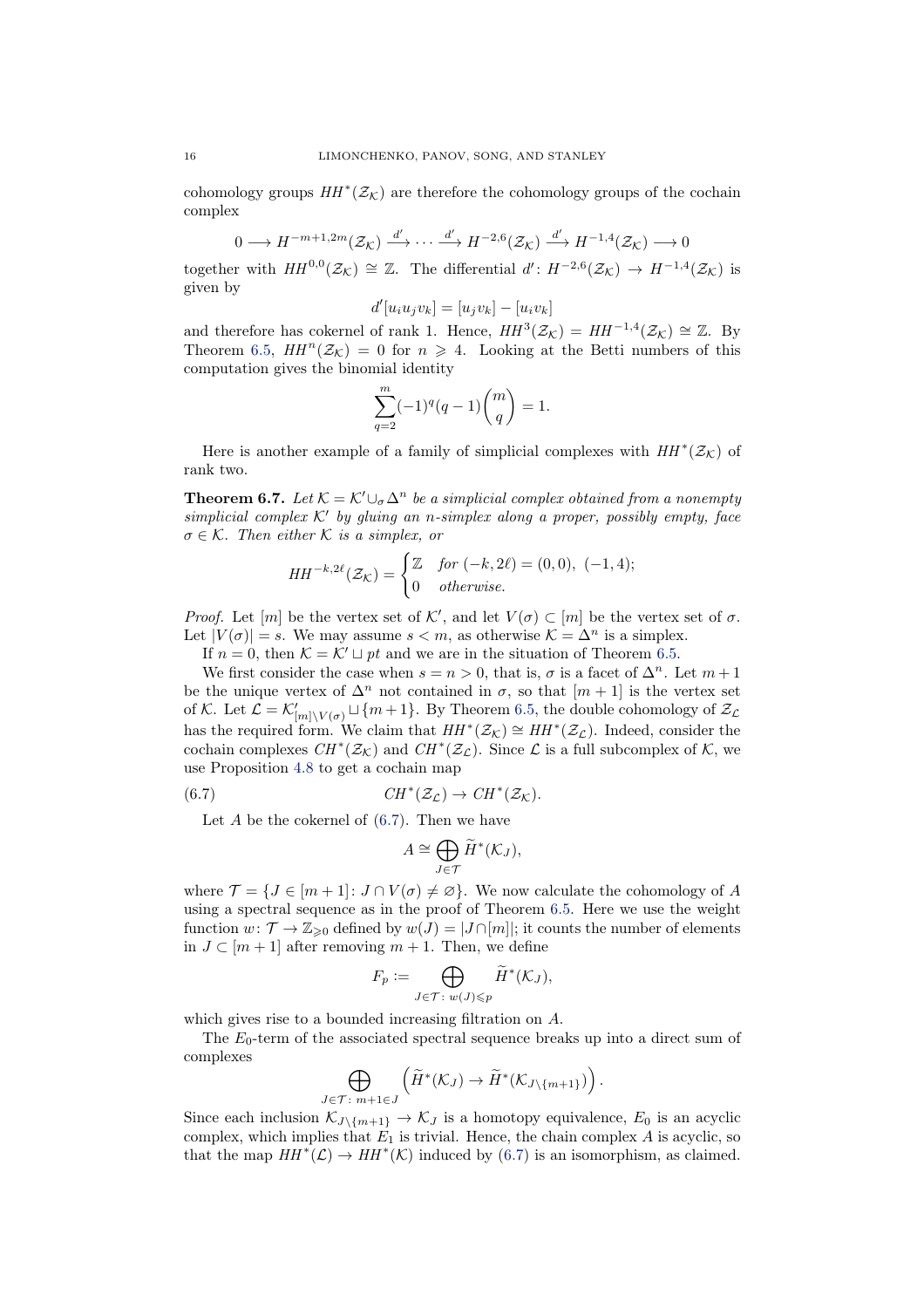cohomology groups $HH^*(\mathcal{Z_K})$ are therefore the cohomology groups of the cochain complex

$$0 \longrightarrow H^{-m+1,2m}(\mathcal{Z_K}) \xrightarrow{d'} \cdots \xrightarrow{d'} H^{-2,6}(\mathcal{Z_K}) \xrightarrow{d'} H^{-1,4}(\mathcal{Z_K}) \longrightarrow 0$$

together with $HH^{0,0}(\mathcal{Z_K}) \cong \mathbb{Z}$. The differential $d' \colon H^{-2,6}(\mathcal{Z_K}) \to H^{-1,4}(\mathcal{Z_K})$ is given by

$$d'[u_i u_j v_k] = [u_j v_k] - [u_i v_k]$$

and therefore has cokernel of rank 1. Hence, $HH^3(\mathcal{Z_K}) = HH^{-1,4}(\mathcal{Z_K}) \cong \mathbb{Z}$. By Theorem 6.5, $HH^n(\mathcal{Z_K}) = 0$ for $n \geqslant 4$. Looking at the Betti numbers of this computation gives the binomial identity

$$\sum_{q=2}^{m} (-1)^q (q-1)\binom{m}{q} = 1.$$

Here is another example of a family of simplicial complexes with $HH^*(\mathcal{Z_K})$ of rank two.

**Theorem 6.7.** *Let $\mathcal{K} = \mathcal{K}' \cup_\sigma \Delta^n$ be a simplicial complex obtained from a nonempty simplicial complex $\mathcal{K}'$ by gluing an $n$-simplex along a proper, possibly empty, face $\sigma \in \mathcal{K}$. Then either $\mathcal{K}$ is a simplex, or*

$$HH^{-k,2\ell}(\mathcal{Z_K}) = \begin{cases} \mathbb{Z} & \text{for } (-k, 2\ell) = (0,0),\ (-1,4); \\ 0 & \text{otherwise.} \end{cases}$$

*Proof.* Let $[m]$ be the vertex set of $\mathcal{K}'$, and let $V(\sigma) \subset [m]$ be the vertex set of $\sigma$. Let $|V(\sigma)| = s$. We may assume $s < m$, as otherwise $\mathcal{K} = \Delta^n$ is a simplex.

If $n = 0$, then $\mathcal{K} = \mathcal{K}' \sqcup pt$ and we are in the situation of Theorem 6.5.

We first consider the case when $s = n > 0$, that is, $\sigma$ is a facet of $\Delta^n$. Let $m+1$ be the unique vertex of $\Delta^n$ not contained in $\sigma$, so that $[m+1]$ is the vertex set of $\mathcal{K}$. Let $\mathcal{L} = \mathcal{K}'_{[m]\setminus V(\sigma)} \sqcup \{m+1\}$. By Theorem 6.5, the double cohomology of $\mathcal{Z_L}$ has the required form. We claim that $HH^*(\mathcal{Z_K}) \cong HH^*(\mathcal{Z_L})$. Indeed, consider the cochain complexes $CH^*(\mathcal{Z_K})$ and $CH^*(\mathcal{Z_L})$. Since $\mathcal{L}$ is a full subcomplex of $\mathcal{K}$, we use Proposition 4.8 to get a cochain map

$$CH^*(\mathcal{Z_L}) \to CH^*(\mathcal{Z_K}). \tag{6.7}$$

Let $A$ be the cokernel of (6.7). Then we have

$$A \cong \bigoplus_{J \in \mathcal{T}} \widetilde{H}^*(\mathcal{K}_J),$$

where $\mathcal{T} = \{J \in [m+1] \colon J \cap V(\sigma) \neq \varnothing\}$. We now calculate the cohomology of $A$ using a spectral sequence as in the proof of Theorem 6.5. Here we use the weight function $w \colon \mathcal{T} \to \mathbb{Z}_{\geqslant 0}$ defined by $w(J) = |J \cap [m]|$; it counts the number of elements in $J \subset [m+1]$ after removing $m+1$. Then, we define

$$F_p := \bigoplus_{J \in \mathcal{T} \colon w(J) \leqslant p} \widetilde{H}^*(\mathcal{K}_J),$$

which gives rise to a bounded increasing filtration on $A$.

The $E_0$-term of the associated spectral sequence breaks up into a direct sum of complexes

$$\bigoplus_{J \in \mathcal{T} \colon m+1 \in J} \left( \widetilde{H}^*(\mathcal{K}_J) \to \widetilde{H}^*(\mathcal{K}_{J\setminus\{m+1\}}) \right).$$

Since each inclusion $\mathcal{K}_{J\setminus\{m+1\}} \to \mathcal{K}_J$ is a homotopy equivalence, $E_0$ is an acyclic complex, which implies that $E_1$ is trivial. Hence, the chain complex $A$ is acyclic, so that the map $HH^*(\mathcal{L}) \to HH^*(\mathcal{K})$ induced by (6.7) is an isomorphism, as claimed.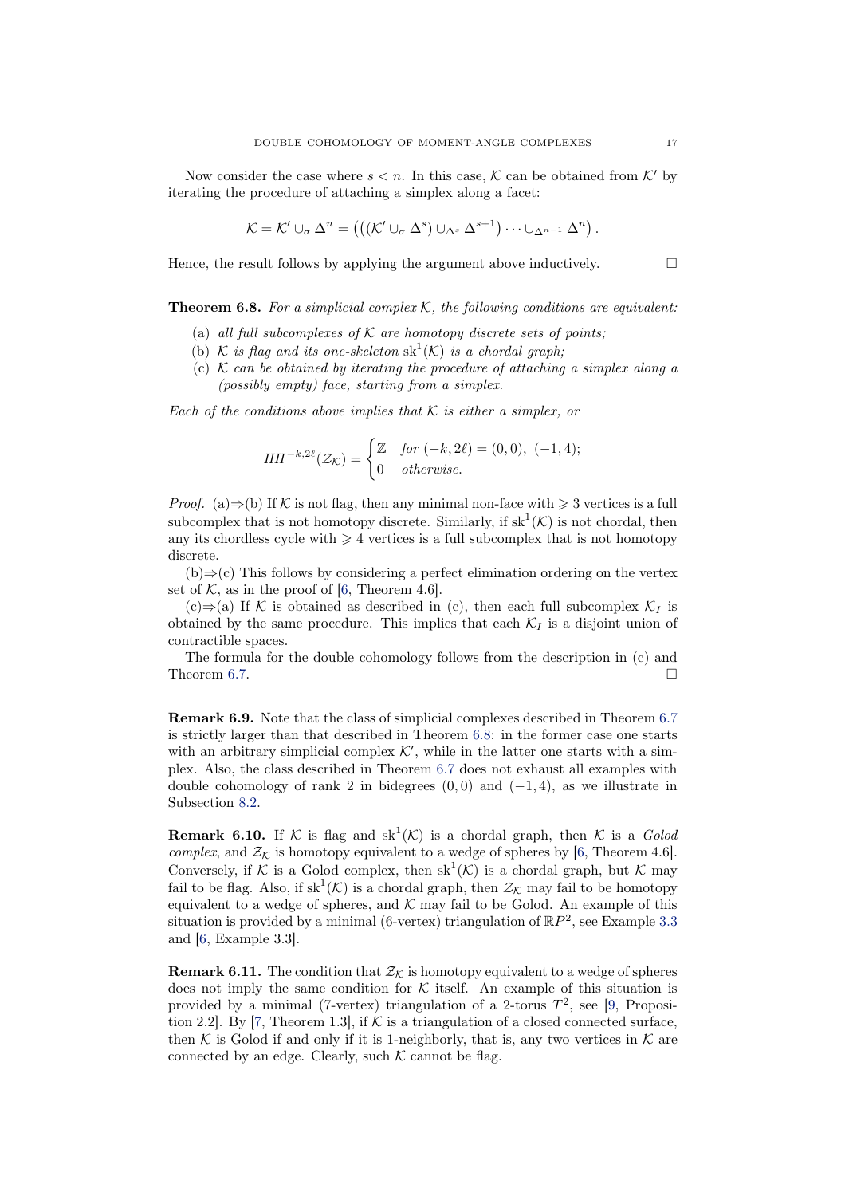Now consider the case where $s < n$. In this case, $\mathcal{K}$ can be obtained from $\mathcal{K}'$ by iterating the procedure of attaching a simplex along a facet:

$$\mathcal{K} = \mathcal{K}' \cup_\sigma \Delta^n = \left(\left((\mathcal{K}' \cup_\sigma \Delta^s) \cup_{\Delta^s} \Delta^{s+1}\right) \cdots \cup_{\Delta^{n-1}} \Delta^n\right).$$

Hence, the result follows by applying the argument above inductively. □

**Theorem 6.8.** *For a simplicial complex $\mathcal{K}$, the following conditions are equivalent:*

- (a) *all full subcomplexes of $\mathcal{K}$ are homotopy discrete sets of points;*
- (b) *$\mathcal{K}$ is flag and its one-skeleton $\mathrm{sk}^1(\mathcal{K})$ is a chordal graph;*
- (c) *$\mathcal{K}$ can be obtained by iterating the procedure of attaching a simplex along a (possibly empty) face, starting from a simplex.*

*Each of the conditions above implies that $\mathcal{K}$ is either a simplex, or*

$$HH^{-k,2\ell}(\mathcal{Z}_\mathcal{K}) = \begin{cases} \mathbb{Z} & \text{for } (-k, 2\ell) = (0,0),\ (-1,4); \\ 0 & \text{otherwise.} \end{cases}$$

*Proof.* (a)⇒(b) If $\mathcal{K}$ is not flag, then any minimal non-face with $\geqslant 3$ vertices is a full subcomplex that is not homotopy discrete. Similarly, if $\mathrm{sk}^1(\mathcal{K})$ is not chordal, then any its chordless cycle with $\geqslant 4$ vertices is a full subcomplex that is not homotopy discrete.

(b)⇒(c) This follows by considering a perfect elimination ordering on the vertex set of $\mathcal{K}$, as in the proof of [6, Theorem 4.6].

(c)⇒(a) If $\mathcal{K}$ is obtained as described in (c), then each full subcomplex $\mathcal{K}_I$ is obtained by the same procedure. This implies that each $\mathcal{K}_I$ is a disjoint union of contractible spaces.

The formula for the double cohomology follows from the description in (c) and Theorem 6.7. □

**Remark 6.9.** Note that the class of simplicial complexes described in Theorem 6.7 is strictly larger than that described in Theorem 6.8: in the former case one starts with an arbitrary simplicial complex $\mathcal{K}'$, while in the latter one starts with a simplex. Also, the class described in Theorem 6.7 does not exhaust all examples with double cohomology of rank 2 in bidegrees $(0,0)$ and $(-1,4)$, as we illustrate in Subsection 8.2.

**Remark 6.10.** If $\mathcal{K}$ is flag and $\mathrm{sk}^1(\mathcal{K})$ is a chordal graph, then $\mathcal{K}$ is a *Golod complex*, and $\mathcal{Z}_\mathcal{K}$ is homotopy equivalent to a wedge of spheres by [6, Theorem 4.6]. Conversely, if $\mathcal{K}$ is a Golod complex, then $\mathrm{sk}^1(\mathcal{K})$ is a chordal graph, but $\mathcal{K}$ may fail to be flag. Also, if $\mathrm{sk}^1(\mathcal{K})$ is a chordal graph, then $\mathcal{Z}_\mathcal{K}$ may fail to be homotopy equivalent to a wedge of spheres, and $\mathcal{K}$ may fail to be Golod. An example of this situation is provided by a minimal (6-vertex) triangulation of $\mathbb{R}P^2$, see Example 3.3 and [6, Example 3.3].

**Remark 6.11.** The condition that $\mathcal{Z}_\mathcal{K}$ is homotopy equivalent to a wedge of spheres does not imply the same condition for $\mathcal{K}$ itself. An example of this situation is provided by a minimal (7-vertex) triangulation of a 2-torus $T^2$, see [9, Proposition 2.2]. By [7, Theorem 1.3], if $\mathcal{K}$ is a triangulation of a closed connected surface, then $\mathcal{K}$ is Golod if and only if it is 1-neighborly, that is, any two vertices in $\mathcal{K}$ are connected by an edge. Clearly, such $\mathcal{K}$ cannot be flag.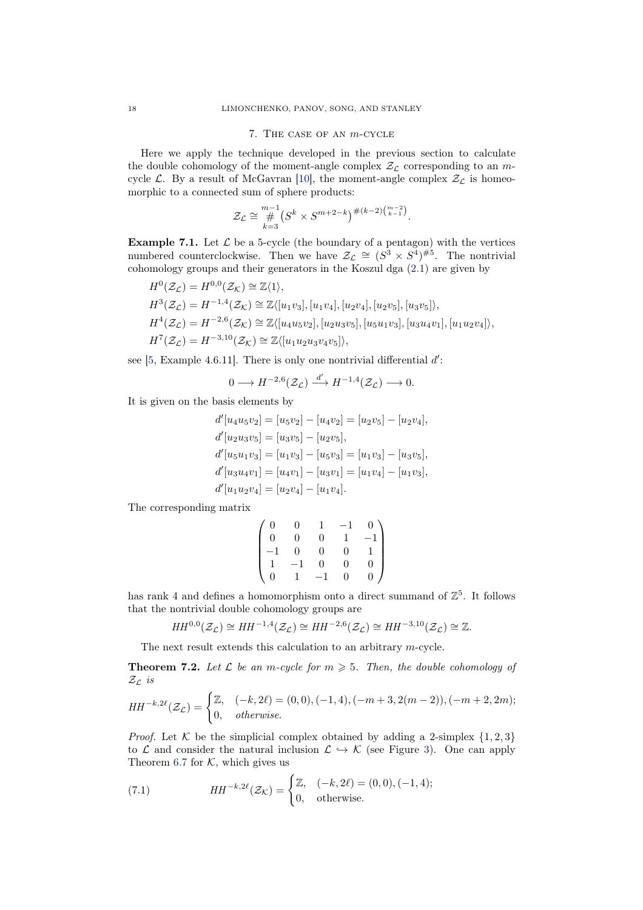## 7. The case of an $m$-cycle

Here we apply the technique developed in the previous section to calculate the double cohomology of the moment-angle complex $\mathcal{Z}_\mathcal{L}$ corresponding to an $m$-cycle $\mathcal{L}$. By a result of McGavran [10], the moment-angle complex $\mathcal{Z}_\mathcal{L}$ is homeomorphic to a connected sum of sphere products:

$$\mathcal{Z}_\mathcal{L} \cong \mathop{\#}_{k=3}^{m-1} \big(S^k \times S^{m+2-k}\big)^{\#(k-2)\binom{m-2}{k-1}}.$$

**Example 7.1.** Let $\mathcal{L}$ be a 5-cycle (the boundary of a pentagon) with the vertices numbered counterclockwise. Then we have $\mathcal{Z}_\mathcal{L} \cong (S^3 \times S^4)^{\#5}$. The nontrivial cohomology groups and their generators in the Koszul dga (2.1) are given by

$$\begin{aligned}
&H^0(\mathcal{Z}_\mathcal{L}) = H^{0,0}(\mathcal{Z}_\mathcal{K}) \cong \mathbb{Z}\langle 1\rangle,\\
&H^3(\mathcal{Z}_\mathcal{L}) = H^{-1,4}(\mathcal{Z}_\mathcal{K}) \cong \mathbb{Z}\langle [u_1v_3],[u_1v_4],[u_2v_4],[u_2v_5],[u_3v_5]\rangle,\\
&H^4(\mathcal{Z}_\mathcal{L}) = H^{-2,6}(\mathcal{Z}_\mathcal{K}) \cong \mathbb{Z}\langle [u_4u_5v_2],[u_2u_3v_5],[u_5u_1v_3],[u_3u_4v_1],[u_1u_2v_4]\rangle,\\
&H^7(\mathcal{Z}_\mathcal{L}) = H^{-3,10}(\mathcal{Z}_\mathcal{K}) \cong \mathbb{Z}\langle [u_1u_2u_3v_4v_5]\rangle,
\end{aligned}$$

see [5, Example 4.6.11]. There is only one nontrivial differential $d'$:

$$0 \longrightarrow H^{-2,6}(\mathcal{Z}_\mathcal{L}) \xrightarrow{d'} H^{-1,4}(\mathcal{Z}_\mathcal{L}) \longrightarrow 0.$$

It is given on the basis elements by

$$\begin{aligned}
d'[u_4u_5v_2] &= [u_5v_2] - [u_4v_2] = [u_2v_5] - [u_2v_4],\\
d'[u_2u_3v_5] &= [u_3v_5] - [u_2v_5],\\
d'[u_5u_1v_3] &= [u_1v_3] - [u_5v_3] = [u_1v_3] - [u_3v_5],\\
d'[u_3u_4v_1] &= [u_4v_1] - [u_3v_1] = [u_1v_4] - [u_1v_3],\\
d'[u_1u_2v_4] &= [u_2v_4] - [u_1v_4].
\end{aligned}$$

The corresponding matrix

$$\begin{pmatrix}
0 & 0 & 1 & -1 & 0\\
0 & 0 & 0 & 1 & -1\\
-1 & 0 & 0 & 0 & 1\\
1 & -1 & 0 & 0 & 0\\
0 & 1 & -1 & 0 & 0
\end{pmatrix}$$

has rank 4 and defines a homomorphism onto a direct summand of $\mathbb{Z}^5$. It follows that the nontrivial double cohomology groups are

$$HH^{0,0}(\mathcal{Z}_\mathcal{L}) \cong HH^{-1,4}(\mathcal{Z}_\mathcal{L}) \cong HH^{-2,6}(\mathcal{Z}_\mathcal{L}) \cong HH^{-3,10}(\mathcal{Z}_\mathcal{L}) \cong \mathbb{Z}.$$

The next result extends this calculation to an arbitrary $m$-cycle.

**Theorem 7.2.** *Let $\mathcal{L}$ be an $m$-cycle for $m \geqslant 5$. Then, the double cohomology of $\mathcal{Z}_\mathcal{L}$ is*

$$HH^{-k,2\ell}(\mathcal{Z}_\mathcal{L}) = \begin{cases} \mathbb{Z}, & (-k,2\ell) = (0,0), (-1,4), (-m+3, 2(m-2)), (-m+2, 2m);\\ 0, & \textit{otherwise.}\end{cases}$$

*Proof.* Let $\mathcal{K}$ be the simplicial complex obtained by adding a 2-simplex $\{1,2,3\}$ to $\mathcal{L}$ and consider the natural inclusion $\mathcal{L} \hookrightarrow \mathcal{K}$ (see Figure 3). One can apply Theorem 6.7 for $\mathcal{K}$, which gives us

$$HH^{-k,2\ell}(\mathcal{Z}_\mathcal{K}) = \begin{cases} \mathbb{Z}, & (-k,2\ell) = (0,0), (-1,4);\\ 0, & \text{otherwise.}\end{cases} \tag{7.1}$$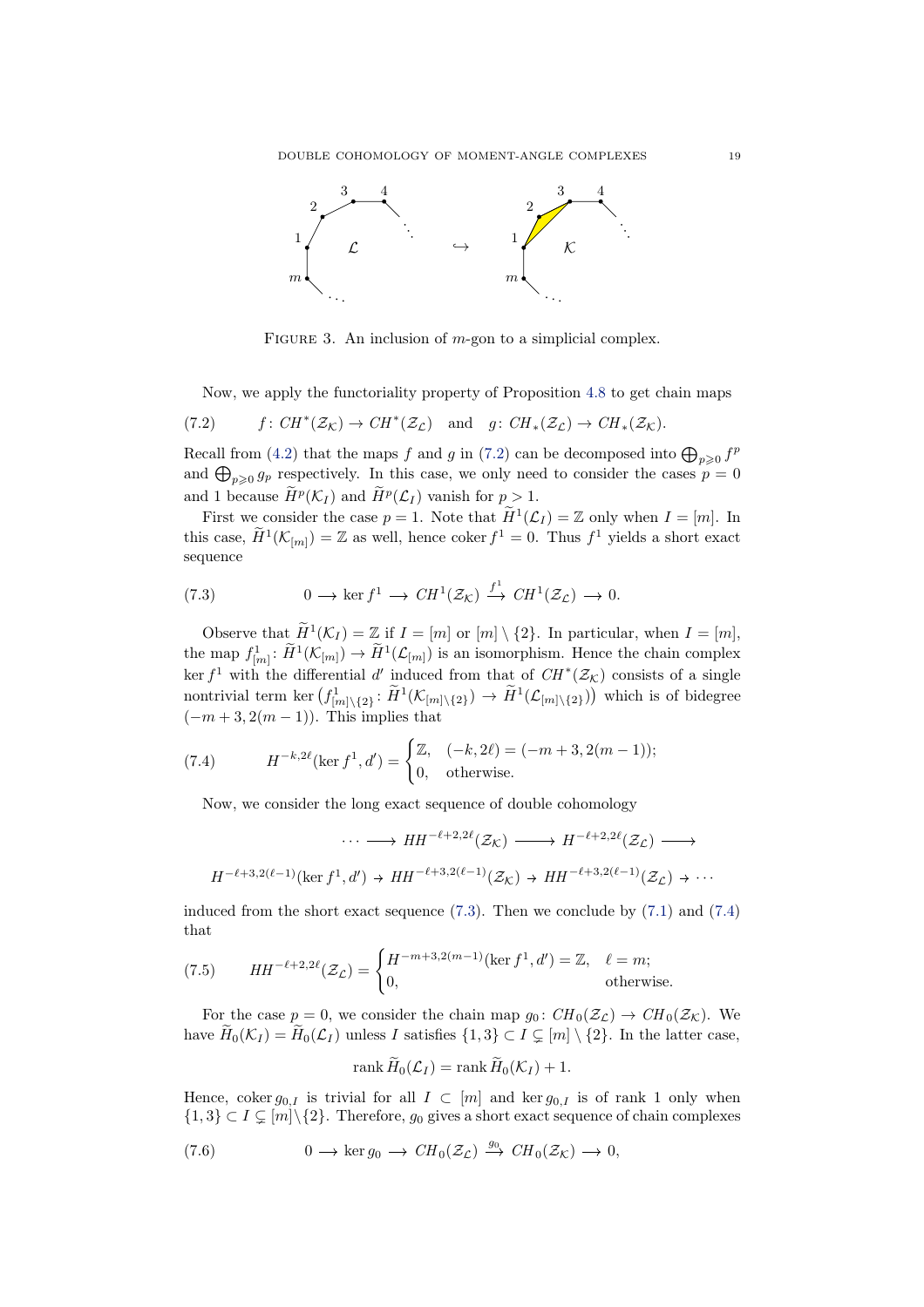FIGURE 3. An inclusion of $m$-gon to a simplicial complex.

Now, we apply the functoriality property of Proposition 4.8 to get chain maps

$$f\colon CH^*(\mathcal{Z}_\mathcal{K}) \to CH^*(\mathcal{Z}_\mathcal{L}) \quad \text{and} \quad g\colon CH_*(\mathcal{Z}_\mathcal{L}) \to CH_*(\mathcal{Z}_\mathcal{K}). \tag{7.2}$$

Recall from (4.2) that the maps $f$ and $g$ in (7.2) can be decomposed into $\bigoplus_{p\geqslant 0} f^p$ and $\bigoplus_{p\geqslant 0} g_p$ respectively. In this case, we only need to consider the cases $p = 0$ and 1 because $\widetilde{H}^p(\mathcal{K}_I)$ and $\widetilde{H}^p(\mathcal{L}_I)$ vanish for $p > 1$.

First we consider the case $p = 1$. Note that $\widetilde{H}^1(\mathcal{L}_I) = \mathbb{Z}$ only when $I = [m]$. In this case, $\widetilde{H}^1(\mathcal{K}_{[m]}) = \mathbb{Z}$ as well, hence $\operatorname{coker} f^1 = 0$. Thus $f^1$ yields a short exact sequence

$$0 \longrightarrow \ker f^1 \longrightarrow CH^1(\mathcal{Z}_\mathcal{K}) \xrightarrow{f^1} CH^1(\mathcal{Z}_\mathcal{L}) \longrightarrow 0. \tag{7.3}$$

Observe that $\widetilde{H}^1(\mathcal{K}_I) = \mathbb{Z}$ if $I = [m]$ or $[m] \setminus \{2\}$. In particular, when $I = [m]$, the map $f^1_{[m]}\colon \widetilde{H}^1(\mathcal{K}_{[m]}) \to \widetilde{H}^1(\mathcal{L}_{[m]})$ is an isomorphism. Hence the chain complex $\ker f^1$ with the differential $d'$ induced from that of $CH^*(\mathcal{Z}_\mathcal{K})$ consists of a single nontrivial term $\ker\big(f^1_{[m]\setminus\{2\}}\colon \widetilde{H}^1(\mathcal{K}_{[m]\setminus\{2\}}) \to \widetilde{H}^1(\mathcal{L}_{[m]\setminus\{2\}})\big)$ which is of bidegree $(-m+3, 2(m-1))$. This implies that

$$H^{-k,2\ell}(\ker f^1, d') = \begin{cases} \mathbb{Z}, & (-k, 2\ell) = (-m+3, 2(m-1)); \\ 0, & \text{otherwise.} \end{cases} \tag{7.4}$$

Now, we consider the long exact sequence of double cohomology

$$\cdots \longrightarrow HH^{-\ell+2,2\ell}(\mathcal{Z}_\mathcal{K}) \longrightarrow H^{-\ell+2,2\ell}(\mathcal{Z}_\mathcal{L}) \longrightarrow$$

$$H^{-\ell+3,2(\ell-1)}(\ker f^1, d') \to HH^{-\ell+3,2(\ell-1)}(\mathcal{Z}_\mathcal{K}) \to HH^{-\ell+3,2(\ell-1)}(\mathcal{Z}_\mathcal{L}) \to \cdots$$

induced from the short exact sequence (7.3). Then we conclude by (7.1) and (7.4) that

$$HH^{-\ell+2,2\ell}(\mathcal{Z}_\mathcal{L}) = \begin{cases} H^{-m+3,2(m-1)}(\ker f^1, d') = \mathbb{Z}, & \ell = m; \\ 0, & \text{otherwise.} \end{cases} \tag{7.5}$$

For the case $p = 0$, we consider the chain map $g_0\colon CH_0(\mathcal{Z}_\mathcal{L}) \to CH_0(\mathcal{Z}_\mathcal{K})$. We have $\widetilde{H}_0(\mathcal{K}_I) = \widetilde{H}_0(\mathcal{L}_I)$ unless $I$ satisfies $\{1,3\} \subset I \subsetneq [m] \setminus \{2\}$. In the latter case,

$$\operatorname{rank} \widetilde{H}_0(\mathcal{L}_I) = \operatorname{rank} \widetilde{H}_0(\mathcal{K}_I) + 1.$$

Hence, $\operatorname{coker} g_{0,I}$ is trivial for all $I \subset [m]$ and $\ker g_{0,I}$ is of rank 1 only when $\{1,3\} \subset I \subsetneq [m]\setminus\{2\}$. Therefore, $g_0$ gives a short exact sequence of chain complexes

$$0 \longrightarrow \ker g_0 \longrightarrow CH_0(\mathcal{Z}_\mathcal{L}) \xrightarrow{g_0} CH_0(\mathcal{Z}_\mathcal{K}) \longrightarrow 0, \tag{7.6}$$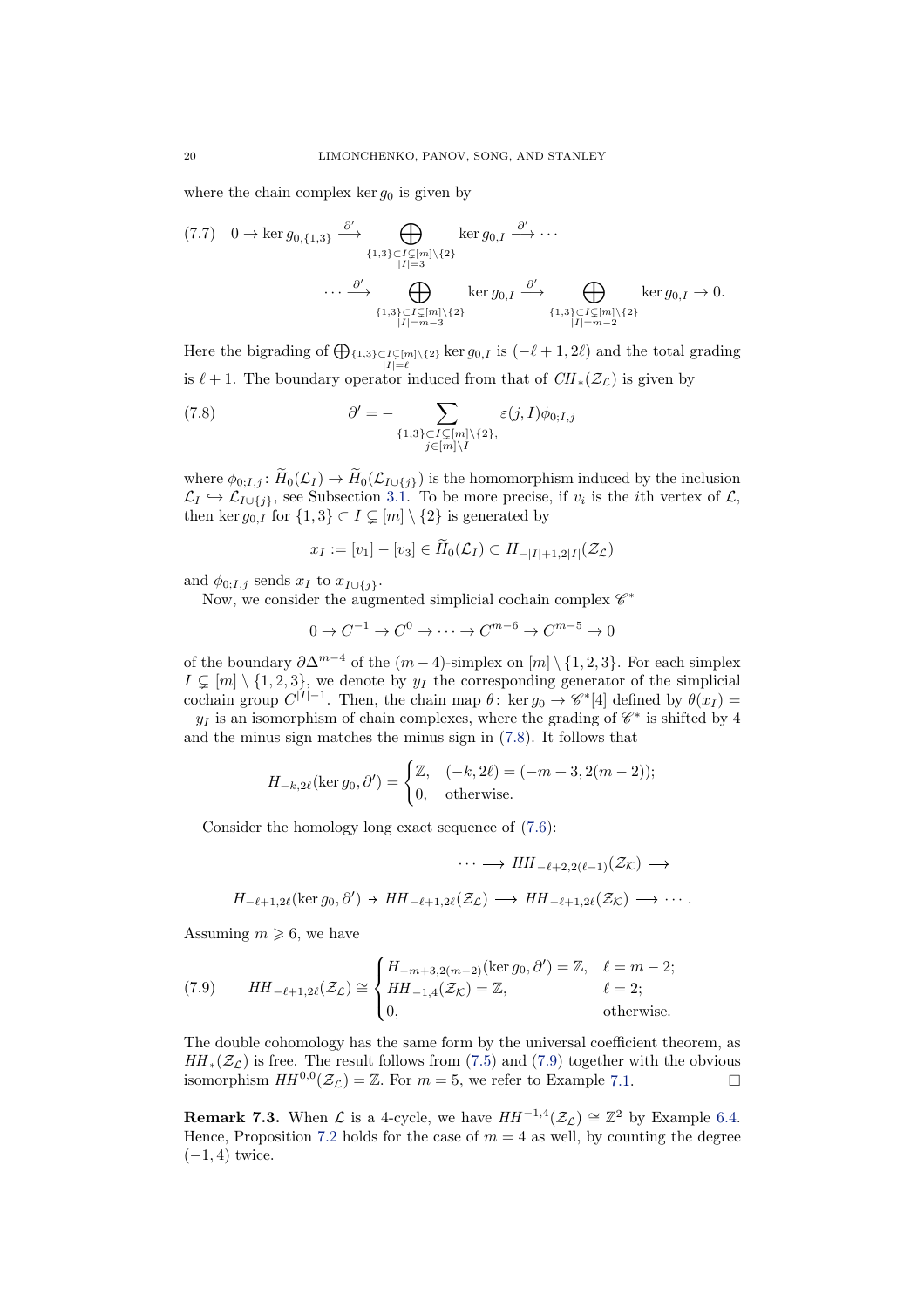where the chain complex $\ker g_0$ is given by

$$
\begin{aligned}
(7.7)\quad 0 \to \ker g_{0,\{1,3\}} \xrightarrow{\partial'} \bigoplus_{\substack{\{1,3\}\subset I \subsetneq [m]\setminus\{2\}\\ |I|=3}} \ker g_{0,I} \xrightarrow{\partial'} \cdots \\
\cdots \xrightarrow{\partial'} \bigoplus_{\substack{\{1,3\}\subset I \subsetneq [m]\setminus\{2\}\\ |I|=m-3}} \ker g_{0,I} \xrightarrow{\partial'} \bigoplus_{\substack{\{1,3\}\subset I \subsetneq [m]\setminus\{2\}\\ |I|=m-2}} \ker g_{0,I} \to 0.
\end{aligned}
$$

Here the bigrading of $\bigoplus_{\substack{\{1,3\}\subset I \subsetneq [m]\setminus\{2\}\\ |I|=\ell}} \ker g_{0,I}$ is $(-\ell+1, 2\ell)$ and the total grading is $\ell+1$. The boundary operator induced from that of $CH_*(\mathcal{Z}_\mathcal{L})$ is given by

$$
\partial' = -\sum_{\substack{\{1,3\}\subset I \subsetneq [m]\setminus\{2\},\\ j\in[m]\setminus I}} \varepsilon(j,I)\phi_{0;I,j} \tag{7.8}
$$

where $\phi_{0;I,j}\colon \widetilde{H}_0(\mathcal{L}_I) \to \widetilde{H}_0(\mathcal{L}_{I\cup\{j\}})$ is the homomorphism induced by the inclusion $\mathcal{L}_I \hookrightarrow \mathcal{L}_{I\cup\{j\}}$, see Subsection 3.1. To be more precise, if $v_i$ is the $i$th vertex of $\mathcal{L}$, then $\ker g_{0,I}$ for $\{1,3\}\subset I \subsetneq [m]\setminus\{2\}$ is generated by

$$
x_I := [v_1] - [v_3] \in \widetilde{H}_0(\mathcal{L}_I) \subset H_{-|I|+1,2|I|}(\mathcal{Z}_\mathcal{L})
$$

and $\phi_{0;I,j}$ sends $x_I$ to $x_{I\cup\{j\}}$.

Now, we consider the augmented simplicial cochain complex $\mathscr{C}^*$

$$
0 \to C^{-1} \to C^0 \to \cdots \to C^{m-6} \to C^{m-5} \to 0
$$

of the boundary $\partial\Delta^{m-4}$ of the $(m-4)$-simplex on $[m]\setminus\{1,2,3\}$. For each simplex $I \subsetneq [m]\setminus\{1,2,3\}$, we denote by $y_I$ the corresponding generator of the simplicial cochain group $C^{|I|-1}$. Then, the chain map $\theta\colon \ker g_0 \to \mathscr{C}^*[4]$ defined by $\theta(x_I) = -y_I$ is an isomorphism of chain complexes, where the grading of $\mathscr{C}^*$ is shifted by 4 and the minus sign matches the minus sign in (7.8). It follows that

$$
H_{-k,2\ell}(\ker g_0, \partial') = \begin{cases} \mathbb{Z}, & (-k,2\ell) = (-m+3, 2(m-2)); \\ 0, & \text{otherwise.} \end{cases}
$$

Consider the homology long exact sequence of (7.6):

$$
\cdots \longrightarrow HH_{-\ell+2,2(\ell-1)}(\mathcal{Z}_\mathcal{K}) \longrightarrow
$$

$$
H_{-\ell+1,2\ell}(\ker g_0, \partial') \to HH_{-\ell+1,2\ell}(\mathcal{Z}_\mathcal{L}) \longrightarrow HH_{-\ell+1,2\ell}(\mathcal{Z}_\mathcal{K}) \longrightarrow \cdots.
$$

Assuming $m \geqslant 6$, we have

$$
HH_{-\ell+1,2\ell}(\mathcal{Z}_\mathcal{L}) \cong \begin{cases} H_{-m+3,2(m-2)}(\ker g_0, \partial') = \mathbb{Z}, & \ell = m-2; \\ HH_{-1,4}(\mathcal{Z}_\mathcal{K}) = \mathbb{Z}, & \ell = 2; \\ 0, & \text{otherwise.} \end{cases} \tag{7.9}
$$

The double cohomology has the same form by the universal coefficient theorem, as $HH_*(\mathcal{Z}_\mathcal{L})$ is free. The result follows from (7.5) and (7.9) together with the obvious isomorphism $HH^{0,0}(\mathcal{Z}_\mathcal{L}) = \mathbb{Z}$. For $m = 5$, we refer to Example 7.1. $\square$

**Remark 7.3.** When $\mathcal{L}$ is a 4-cycle, we have $HH^{-1,4}(\mathcal{Z}_\mathcal{L}) \cong \mathbb{Z}^2$ by Example 6.4. Hence, Proposition 7.2 holds for the case of $m = 4$ as well, by counting the degree $(-1, 4)$ twice.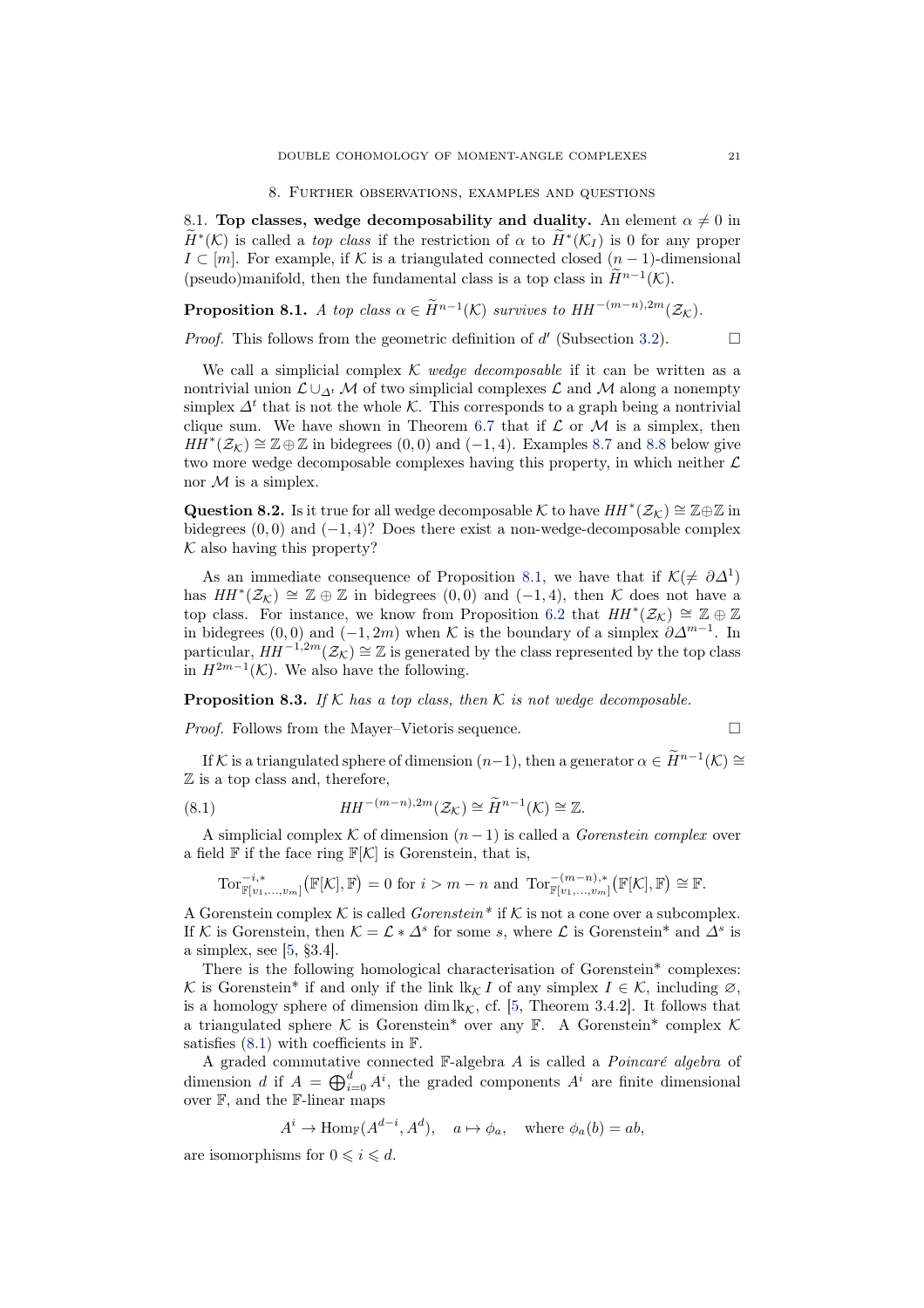## 8. Further observations, examples and questions

8.1. **Top classes, wedge decomposability and duality.** An element $\alpha \neq 0$ in $\widetilde{H}^*(\mathcal{K})$ is called a *top class* if the restriction of $\alpha$ to $\widetilde{H}^*(\mathcal{K}_I)$ is 0 for any proper $I \subset [m]$. For example, if $\mathcal{K}$ is a triangulated connected closed $(n-1)$-dimensional (pseudo)manifold, then the fundamental class is a top class in $\widetilde{H}^{n-1}(\mathcal{K})$.

**Proposition 8.1.** *A top class $\alpha \in \widetilde{H}^{n-1}(\mathcal{K})$ survives to $HH^{-(m-n),2m}(\mathcal{Z}_{\mathcal{K}})$.*

*Proof.* This follows from the geometric definition of $d'$ (Subsection 3.2). □

We call a simplicial complex $\mathcal{K}$ *wedge decomposable* if it can be written as a nontrivial union $\mathcal{L} \cup_{\Delta^t} \mathcal{M}$ of two simplicial complexes $\mathcal{L}$ and $\mathcal{M}$ along a nonempty simplex $\Delta^t$ that is not the whole $\mathcal{K}$. This corresponds to a graph being a nontrivial clique sum. We have shown in Theorem 6.7 that if $\mathcal{L}$ or $\mathcal{M}$ is a simplex, then $HH^*(\mathcal{Z}_{\mathcal{K}}) \cong \mathbb{Z} \oplus \mathbb{Z}$ in bidegrees $(0,0)$ and $(-1,4)$. Examples 8.7 and 8.8 below give two more wedge decomposable complexes having this property, in which neither $\mathcal{L}$ nor $\mathcal{M}$ is a simplex.

**Question 8.2.** Is it true for all wedge decomposable $\mathcal{K}$ to have $HH^*(\mathcal{Z}_{\mathcal{K}}) \cong \mathbb{Z} \oplus \mathbb{Z}$ in bidegrees $(0,0)$ and $(-1,4)$? Does there exist a non-wedge-decomposable complex $\mathcal{K}$ also having this property?

As an immediate consequence of Proposition 8.1, we have that if $\mathcal{K} (\neq \partial\Delta^1)$ has $HH^*(\mathcal{Z}_{\mathcal{K}}) \cong \mathbb{Z} \oplus \mathbb{Z}$ in bidegrees $(0,0)$ and $(-1,4)$, then $\mathcal{K}$ does not have a top class. For instance, we know from Proposition 6.2 that $HH^*(\mathcal{Z}_{\mathcal{K}}) \cong \mathbb{Z} \oplus \mathbb{Z}$ in bidegrees $(0,0)$ and $(-1,2m)$ when $\mathcal{K}$ is the boundary of a simplex $\partial\Delta^{m-1}$. In particular, $HH^{-1,2m}(\mathcal{Z}_{\mathcal{K}}) \cong \mathbb{Z}$ is generated by the class represented by the top class in $H^{2m-1}(\mathcal{K})$. We also have the following.

**Proposition 8.3.** *If $\mathcal{K}$ has a top class, then $\mathcal{K}$ is not wedge decomposable.*

*Proof.* Follows from the Mayer–Vietoris sequence. □

If $\mathcal{K}$ is a triangulated sphere of dimension $(n-1)$, then a generator $\alpha \in \widetilde{H}^{n-1}(\mathcal{K}) \cong \mathbb{Z}$ is a top class and, therefore,

$$HH^{-(m-n),2m}(\mathcal{Z}_{\mathcal{K}}) \cong \widetilde{H}^{n-1}(\mathcal{K}) \cong \mathbb{Z}. \tag{8.1}$$

A simplicial complex $\mathcal{K}$ of dimension $(n-1)$ is called a *Gorenstein complex* over a field $\mathbb{F}$ if the face ring $\mathbb{F}[\mathcal{K}]$ is Gorenstein, that is,

$$\mathrm{Tor}^{-i,*}_{\mathbb{F}[v_1,\ldots,v_m]}\big(\mathbb{F}[\mathcal{K}],\mathbb{F}\big) = 0 \text{ for } i > m-n \text{ and } \mathrm{Tor}^{-(m-n),*}_{\mathbb{F}[v_1,\ldots,v_m]}\big(\mathbb{F}[\mathcal{K}],\mathbb{F}\big) \cong \mathbb{F}.$$

A Gorenstein complex $\mathcal{K}$ is called *Gorenstein\** if $\mathcal{K}$ is not a cone over a subcomplex. If $\mathcal{K}$ is Gorenstein, then $\mathcal{K} = \mathcal{L} * \Delta^s$ for some $s$, where $\mathcal{L}$ is Gorenstein\* and $\Delta^s$ is a simplex, see [5, §3.4].

There is the following homological characterisation of Gorenstein\* complexes: $\mathcal{K}$ is Gorenstein\* if and only if the link $\mathrm{lk}_{\mathcal{K}} I$ of any simplex $I \in \mathcal{K}$, including $\varnothing$, is a homology sphere of dimension $\dim \mathrm{lk}_{\mathcal{K}}$, cf. [5, Theorem 3.4.2]. It follows that a triangulated sphere $\mathcal{K}$ is Gorenstein\* over any $\mathbb{F}$. A Gorenstein\* complex $\mathcal{K}$ satisfies (8.1) with coefficients in $\mathbb{F}$.

A graded commutative connected $\mathbb{F}$-algebra $A$ is called a *Poincaré algebra* of dimension $d$ if $A = \bigoplus_{i=0}^d A^i$, the graded components $A^i$ are finite dimensional over $\mathbb{F}$, and the $\mathbb{F}$-linear maps

$$A^i \to \mathrm{Hom}_{\mathbb{F}}(A^{d-i}, A^d), \quad a \mapsto \phi_a, \quad \text{where } \phi_a(b) = ab,$$

are isomorphisms for $0 \leqslant i \leqslant d$.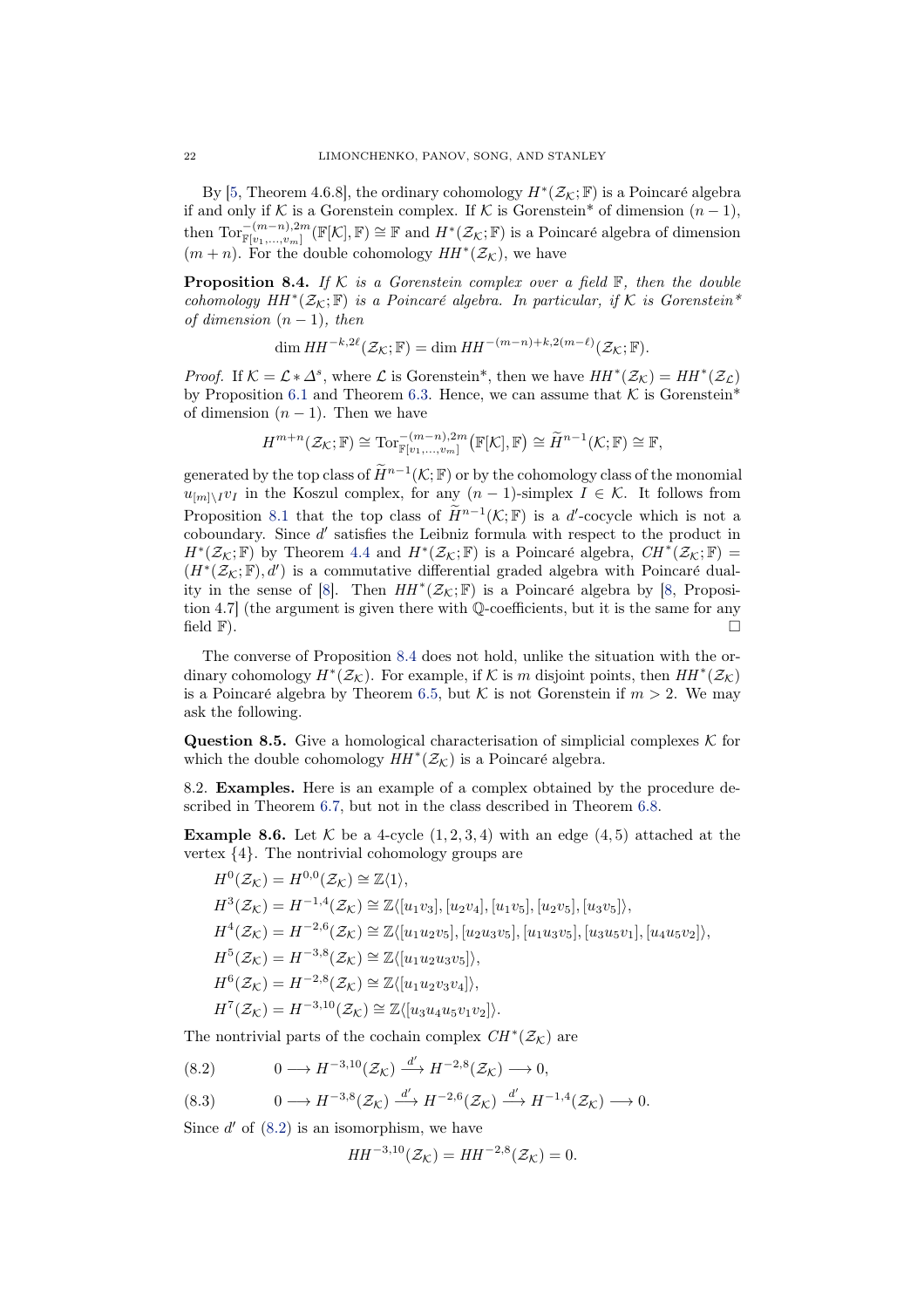By [5, Theorem 4.6.8], the ordinary cohomology $H^*(\mathcal{Z}_\mathcal{K};\mathbb{F})$ is a Poincaré algebra if and only if $\mathcal{K}$ is a Gorenstein complex. If $\mathcal{K}$ is Gorenstein* of dimension $(n-1)$, then $\mathrm{Tor}^{-(m-n),2m}_{\mathbb{F}[v_1,\ldots,v_m]}(\mathbb{F}[\mathcal{K}],\mathbb{F})\cong\mathbb{F}$ and $H^*(\mathcal{Z}_\mathcal{K};\mathbb{F})$ is a Poincaré algebra of dimension $(m+n)$. For the double cohomology $HH^*(\mathcal{Z}_\mathcal{K})$, we have

**Proposition 8.4.** *If $\mathcal{K}$ is a Gorenstein complex over a field $\mathbb{F}$, then the double cohomology $HH^*(\mathcal{Z}_\mathcal{K};\mathbb{F})$ is a Poincaré algebra. In particular, if $\mathcal{K}$ is Gorenstein* of dimension $(n-1)$, then*

$$\dim HH^{-k,2\ell}(\mathcal{Z}_\mathcal{K};\mathbb{F})=\dim HH^{-(m-n)+k,2(m-\ell)}(\mathcal{Z}_\mathcal{K};\mathbb{F}).$$

*Proof.* If $\mathcal{K}=\mathcal{L}*\Delta^s$, where $\mathcal{L}$ is Gorenstein*, then we have $HH^*(\mathcal{Z}_\mathcal{K})=HH^*(\mathcal{Z}_\mathcal{L})$ by Proposition 6.1 and Theorem 6.3. Hence, we can assume that $\mathcal{K}$ is Gorenstein* of dimension $(n-1)$. Then we have

$$H^{m+n}(\mathcal{Z}_\mathcal{K};\mathbb{F})\cong\mathrm{Tor}^{-(m-n),2m}_{\mathbb{F}[v_1,\ldots,v_m]}\big(\mathbb{F}[\mathcal{K}],\mathbb{F}\big)\cong\widetilde{H}^{n-1}(\mathcal{K};\mathbb{F})\cong\mathbb{F},$$

generated by the top class of $\widetilde{H}^{n-1}(\mathcal{K};\mathbb{F})$ or by the cohomology class of the monomial $u_{[m]\setminus I}v_I$ in the Koszul complex, for any $(n-1)$-simplex $I\in\mathcal{K}$. It follows from Proposition 8.1 that the top class of $\widetilde{H}^{n-1}(\mathcal{K};\mathbb{F})$ is a $d'$-cocycle which is not a coboundary. Since $d'$ satisfies the Leibniz formula with respect to the product in $H^*(\mathcal{Z}_\mathcal{K};\mathbb{F})$ by Theorem 4.4 and $H^*(\mathcal{Z}_\mathcal{K};\mathbb{F})$ is a Poincaré algebra, $CH^*(\mathcal{Z}_\mathcal{K};\mathbb{F})=(H^*(\mathcal{Z}_\mathcal{K};\mathbb{F}),d')$ is a commutative differential graded algebra with Poincaré duality in the sense of [8]. Then $HH^*(\mathcal{Z}_\mathcal{K};\mathbb{F})$ is a Poincaré algebra by [8, Proposition 4.7] (the argument is given there with $\mathbb{Q}$-coefficients, but it is the same for any field $\mathbb{F}$). □

The converse of Proposition 8.4 does not hold, unlike the situation with the ordinary cohomology $H^*(\mathcal{Z}_\mathcal{K})$. For example, if $\mathcal{K}$ is $m$ disjoint points, then $HH^*(\mathcal{Z}_\mathcal{K})$ is a Poincaré algebra by Theorem 6.5, but $\mathcal{K}$ is not Gorenstein if $m>2$. We may ask the following.

**Question 8.5.** Give a homological characterisation of simplicial complexes $\mathcal{K}$ for which the double cohomology $HH^*(\mathcal{Z}_\mathcal{K})$ is a Poincaré algebra.

## 8.2. Examples.

Here is an example of a complex obtained by the procedure described in Theorem 6.7, but not in the class described in Theorem 6.8.

**Example 8.6.** Let $\mathcal{K}$ be a 4-cycle $(1,2,3,4)$ with an edge $(4,5)$ attached at the vertex $\{4\}$. The nontrivial cohomology groups are

$$\begin{aligned}
&H^0(\mathcal{Z}_\mathcal{K})=H^{0,0}(\mathcal{Z}_\mathcal{K})\cong\mathbb{Z}\langle 1\rangle,\\
&H^3(\mathcal{Z}_\mathcal{K})=H^{-1,4}(\mathcal{Z}_\mathcal{K})\cong\mathbb{Z}\langle[u_1v_3],[u_2v_4],[u_1v_5],[u_2v_5],[u_3v_5]\rangle,\\
&H^4(\mathcal{Z}_\mathcal{K})=H^{-2,6}(\mathcal{Z}_\mathcal{K})\cong\mathbb{Z}\langle[u_1u_2v_5],[u_2u_3v_5],[u_1u_3v_5],[u_3u_5v_1],[u_4u_5v_2]\rangle,\\
&H^5(\mathcal{Z}_\mathcal{K})=H^{-3,8}(\mathcal{Z}_\mathcal{K})\cong\mathbb{Z}\langle[u_1u_2u_3v_5]\rangle,\\
&H^6(\mathcal{Z}_\mathcal{K})=H^{-2,8}(\mathcal{Z}_\mathcal{K})\cong\mathbb{Z}\langle[u_1u_2v_3v_4]\rangle,\\
&H^7(\mathcal{Z}_\mathcal{K})=H^{-3,10}(\mathcal{Z}_\mathcal{K})\cong\mathbb{Z}\langle[u_3u_4u_5v_1v_2]\rangle.
\end{aligned}$$

The nontrivial parts of the cochain complex $CH^*(\mathcal{Z}_\mathcal{K})$ are

$$0\longrightarrow H^{-3,10}(\mathcal{Z}_\mathcal{K})\xrightarrow{d'}H^{-2,8}(\mathcal{Z}_\mathcal{K})\longrightarrow 0, \tag{8.2}$$

$$0\longrightarrow H^{-3,8}(\mathcal{Z}_\mathcal{K})\xrightarrow{d'}H^{-2,6}(\mathcal{Z}_\mathcal{K})\xrightarrow{d'}H^{-1,4}(\mathcal{Z}_\mathcal{K})\longrightarrow 0. \tag{8.3}$$

Since $d'$ of (8.2) is an isomorphism, we have

$$HH^{-3,10}(\mathcal{Z}_\mathcal{K})=HH^{-2,8}(\mathcal{Z}_\mathcal{K})=0.$$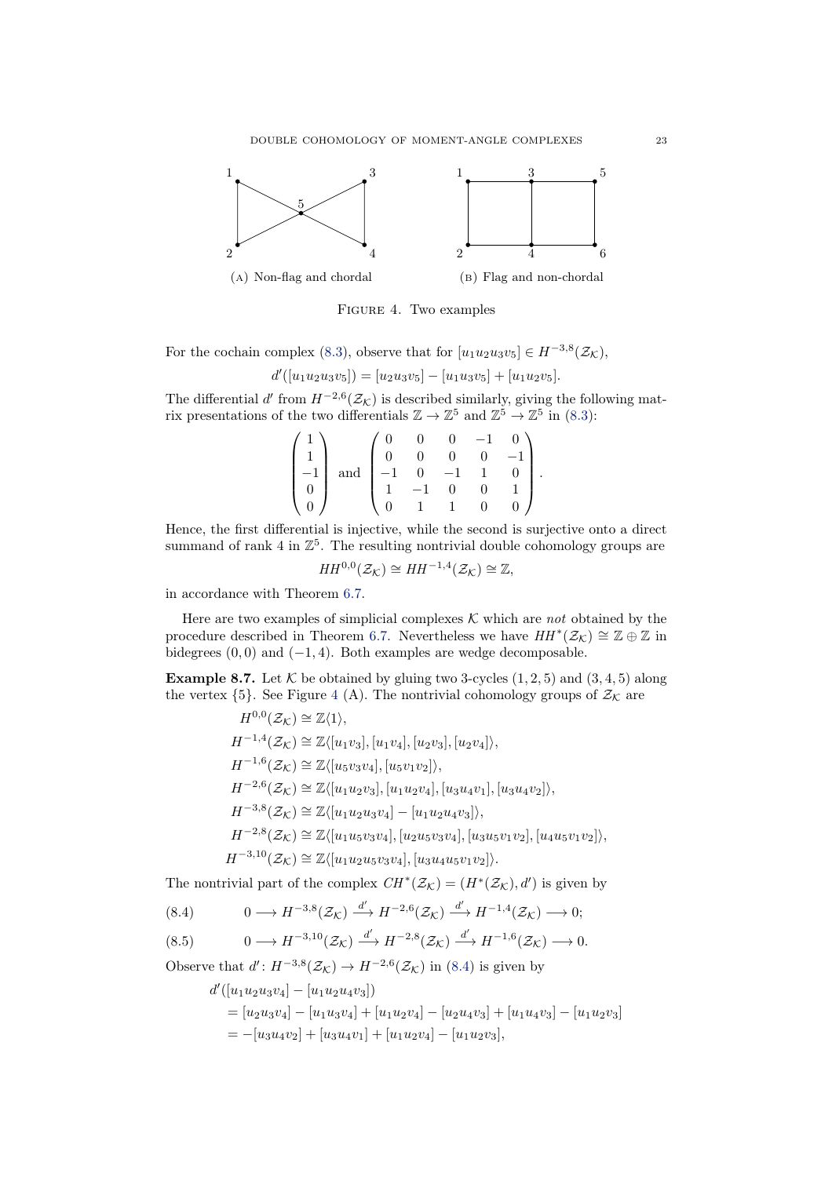(A) Non-flag and chordal

(B) Flag and non-chordal

Figure 4. Two examples

For the cochain complex (8.3), observe that for $[u_1u_2u_3v_5] \in H^{-3,8}(\mathcal{Z}_\mathcal{K})$,

$$d'([u_1u_2u_3v_5]) = [u_2u_3v_5] - [u_1u_3v_5] + [u_1u_2v_5].$$

The differential $d'$ from $H^{-2,6}(\mathcal{Z}_\mathcal{K})$ is described similarly, giving the following matrix presentations of the two differentials $\mathbb{Z} \to \mathbb{Z}^5$ and $\mathbb{Z}^5 \to \mathbb{Z}^5$ in (8.3):

$$\begin{pmatrix} 1 \\ 1 \\ -1 \\ 0 \\ 0 \end{pmatrix} \text{ and } \begin{pmatrix} 0 & 0 & 0 & -1 & 0 \\ 0 & 0 & 0 & 0 & -1 \\ -1 & 0 & -1 & 1 & 0 \\ 1 & -1 & 0 & 0 & 1 \\ 0 & 1 & 1 & 0 & 0 \end{pmatrix}.$$

Hence, the first differential is injective, while the second is surjective onto a direct summand of rank 4 in $\mathbb{Z}^5$. The resulting nontrivial double cohomology groups are

$$HH^{0,0}(\mathcal{Z}_\mathcal{K}) \cong HH^{-1,4}(\mathcal{Z}_\mathcal{K}) \cong \mathbb{Z},$$

in accordance with Theorem 6.7.

Here are two examples of simplicial complexes $\mathcal{K}$ which are *not* obtained by the procedure described in Theorem 6.7. Nevertheless we have $HH^*(\mathcal{Z}_\mathcal{K}) \cong \mathbb{Z} \oplus \mathbb{Z}$ in bidegrees $(0, 0)$ and $(-1, 4)$. Both examples are wedge decomposable.

**Example 8.7.** Let $\mathcal{K}$ be obtained by gluing two 3-cycles $(1, 2, 5)$ and $(3, 4, 5)$ along the vertex $\{5\}$. See Figure 4 (A). The nontrivial cohomology groups of $\mathcal{Z}_\mathcal{K}$ are

$$\begin{aligned}
H^{0,0}(\mathcal{Z}_\mathcal{K}) &\cong \mathbb{Z}\langle 1\rangle, \\
H^{-1,4}(\mathcal{Z}_\mathcal{K}) &\cong \mathbb{Z}\langle [u_1v_3], [u_1v_4], [u_2v_3], [u_2v_4]\rangle, \\
H^{-1,6}(\mathcal{Z}_\mathcal{K}) &\cong \mathbb{Z}\langle [u_5v_3v_4], [u_5v_1v_2]\rangle, \\
H^{-2,6}(\mathcal{Z}_\mathcal{K}) &\cong \mathbb{Z}\langle [u_1u_2v_3], [u_1u_2v_4], [u_3u_4v_1], [u_3u_4v_2]\rangle, \\
H^{-3,8}(\mathcal{Z}_\mathcal{K}) &\cong \mathbb{Z}\langle [u_1u_2u_3v_4] - [u_1u_2u_4v_3]\rangle, \\
H^{-2,8}(\mathcal{Z}_\mathcal{K}) &\cong \mathbb{Z}\langle [u_1u_5v_3v_4], [u_2u_5v_3v_4], [u_3u_5v_1v_2], [u_4u_5v_1v_2]\rangle, \\
H^{-3,10}(\mathcal{Z}_\mathcal{K}) &\cong \mathbb{Z}\langle [u_1u_2u_5v_3v_4], [u_3u_4u_5v_1v_2]\rangle.
\end{aligned}$$

The nontrivial part of the complex $CH^*(\mathcal{Z}_\mathcal{K}) = (H^*(\mathcal{Z}_\mathcal{K}), d')$ is given by

$$0 \longrightarrow H^{-3,8}(\mathcal{Z}_\mathcal{K}) \xrightarrow{d'} H^{-2,6}(\mathcal{Z}_\mathcal{K}) \xrightarrow{d'} H^{-1,4}(\mathcal{Z}_\mathcal{K}) \longrightarrow 0; \tag{8.4}$$

$$0 \longrightarrow H^{-3,10}(\mathcal{Z}_\mathcal{K}) \xrightarrow{d'} H^{-2,8}(\mathcal{Z}_\mathcal{K}) \xrightarrow{d'} H^{-1,6}(\mathcal{Z}_\mathcal{K}) \longrightarrow 0. \tag{8.5}$$

Observe that $d' \colon H^{-3,8}(\mathcal{Z}_\mathcal{K}) \to H^{-2,6}(\mathcal{Z}_\mathcal{K})$ in (8.4) is given by

$$\begin{aligned}
&d'([u_1u_2u_3v_4] - [u_1u_2u_4v_3]) \\
&= [u_2u_3v_4] - [u_1u_3v_4] + [u_1u_2v_4] - [u_2u_4v_3] + [u_1u_4v_3] - [u_1u_2v_3] \\
&= -[u_3u_4v_2] + [u_3u_4v_1] + [u_1u_2v_4] - [u_1u_2v_3],
\end{aligned}$$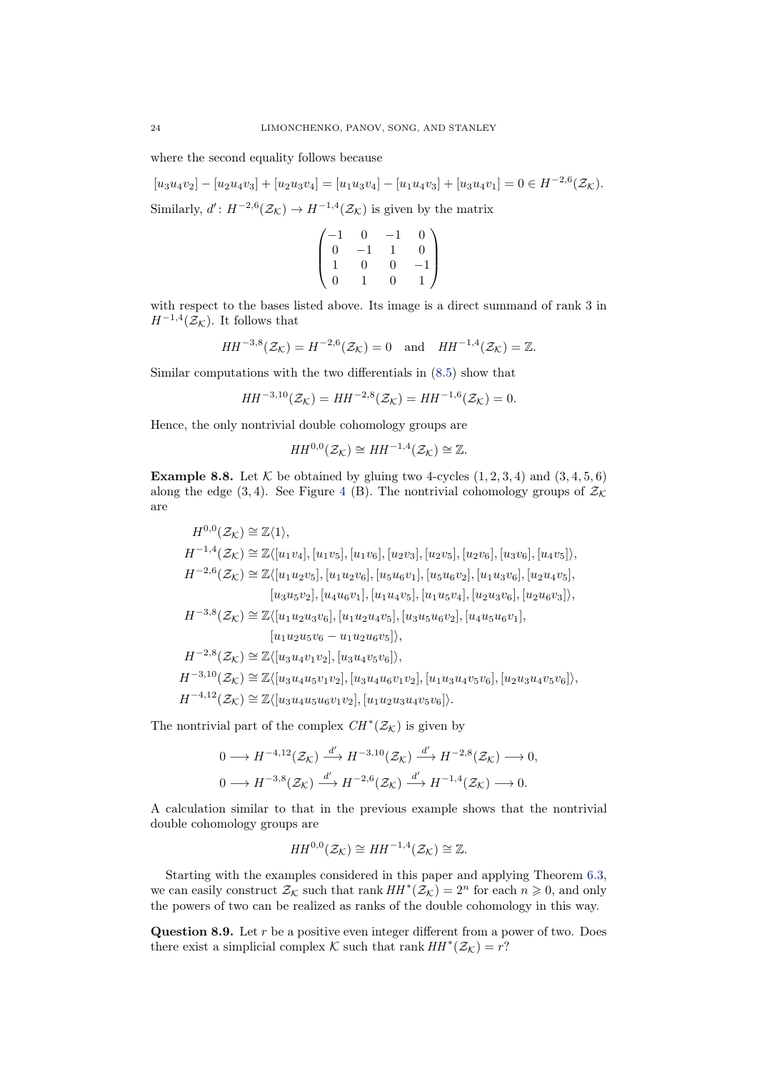where the second equality follows because

$$[u_3u_4v_2] - [u_2u_4v_3] + [u_2u_3v_4] = [u_1u_3v_4] - [u_1u_4v_3] + [u_3u_4v_1] = 0 \in H^{-2,6}(\mathcal{Z}_\mathcal{K}).$$

Similarly, $d'\colon H^{-2,6}(\mathcal{Z}_\mathcal{K}) \to H^{-1,4}(\mathcal{Z}_\mathcal{K})$ is given by the matrix

$$\begin{pmatrix} -1 & 0 & -1 & 0 \\ 0 & -1 & 1 & 0 \\ 1 & 0 & 0 & -1 \\ 0 & 1 & 0 & 1 \end{pmatrix}$$

with respect to the bases listed above. Its image is a direct summand of rank 3 in $H^{-1,4}(\mathcal{Z}_\mathcal{K})$. It follows that

$$HH^{-3,8}(\mathcal{Z}_\mathcal{K}) = H^{-2,6}(\mathcal{Z}_\mathcal{K}) = 0 \quad \text{and} \quad HH^{-1,4}(\mathcal{Z}_\mathcal{K}) = \mathbb{Z}.$$

Similar computations with the two differentials in (8.5) show that

$$HH^{-3,10}(\mathcal{Z}_\mathcal{K}) = HH^{-2,8}(\mathcal{Z}_\mathcal{K}) = HH^{-1,6}(\mathcal{Z}_\mathcal{K}) = 0.$$

Hence, the only nontrivial double cohomology groups are

$$HH^{0,0}(\mathcal{Z}_\mathcal{K}) \cong HH^{-1,4}(\mathcal{Z}_\mathcal{K}) \cong \mathbb{Z}.$$

**Example 8.8.** Let $\mathcal{K}$ be obtained by gluing two 4-cycles $(1,2,3,4)$ and $(3,4,5,6)$ along the edge $(3,4)$. See Figure 4 (B). The nontrivial cohomology groups of $\mathcal{Z}_\mathcal{K}$ are

$$\begin{aligned}
H^{0,0}(\mathcal{Z}_\mathcal{K}) &\cong \mathbb{Z}\langle 1\rangle, \\
H^{-1,4}(\mathcal{Z}_\mathcal{K}) &\cong \mathbb{Z}\langle [u_1v_4], [u_1v_5], [u_1v_6], [u_2v_3], [u_2v_5], [u_2v_6], [u_3v_6], [u_4v_5]\rangle, \\
H^{-2,6}(\mathcal{Z}_\mathcal{K}) &\cong \mathbb{Z}\langle [u_1u_2v_5], [u_1u_2v_6], [u_5u_6v_1], [u_5u_6v_2], [u_1u_3v_6], [u_2u_4v_5], \\
&\qquad [u_3u_5v_2], [u_4u_6v_1], [u_1u_4v_5], [u_1u_5v_4], [u_2u_3v_6], [u_2u_6v_3]\rangle, \\
H^{-3,8}(\mathcal{Z}_\mathcal{K}) &\cong \mathbb{Z}\langle [u_1u_2u_3v_6], [u_1u_2u_4v_5], [u_3u_5u_6v_2], [u_4u_5u_6v_1], \\
&\qquad [u_1u_2u_5v_6 - u_1u_2u_6v_5]\rangle, \\
H^{-2,8}(\mathcal{Z}_\mathcal{K}) &\cong \mathbb{Z}\langle [u_3u_4v_1v_2], [u_3u_4v_5v_6]\rangle, \\
H^{-3,10}(\mathcal{Z}_\mathcal{K}) &\cong \mathbb{Z}\langle [u_3u_4u_5v_1v_2], [u_3u_4u_6v_1v_2], [u_1u_3u_4v_5v_6], [u_2u_3u_4v_5v_6]\rangle, \\
H^{-4,12}(\mathcal{Z}_\mathcal{K}) &\cong \mathbb{Z}\langle [u_3u_4u_5u_6v_1v_2], [u_1u_2u_3u_4v_5v_6]\rangle.
\end{aligned}$$

The nontrivial part of the complex $CH^*(\mathcal{Z}_\mathcal{K})$ is given by

$$0 \longrightarrow H^{-4,12}(\mathcal{Z}_\mathcal{K}) \xrightarrow{d'} H^{-3,10}(\mathcal{Z}_\mathcal{K}) \xrightarrow{d'} H^{-2,8}(\mathcal{Z}_\mathcal{K}) \longrightarrow 0,$$

$$0 \longrightarrow H^{-3,8}(\mathcal{Z}_\mathcal{K}) \xrightarrow{d'} H^{-2,6}(\mathcal{Z}_\mathcal{K}) \xrightarrow{d'} H^{-1,4}(\mathcal{Z}_\mathcal{K}) \longrightarrow 0.$$

A calculation similar to that in the previous example shows that the nontrivial double cohomology groups are

$$HH^{0,0}(\mathcal{Z}_\mathcal{K}) \cong HH^{-1,4}(\mathcal{Z}_\mathcal{K}) \cong \mathbb{Z}.$$

Starting with the examples considered in this paper and applying Theorem 6.3, we can easily construct $\mathcal{Z}_\mathcal{K}$ such that $\operatorname{rank} HH^*(\mathcal{Z}_\mathcal{K}) = 2^n$ for each $n \geqslant 0$, and only the powers of two can be realized as ranks of the double cohomology in this way.

**Question 8.9.** Let $r$ be a positive even integer different from a power of two. Does there exist a simplicial complex $\mathcal{K}$ such that $\operatorname{rank} HH^*(\mathcal{Z}_\mathcal{K}) = r$?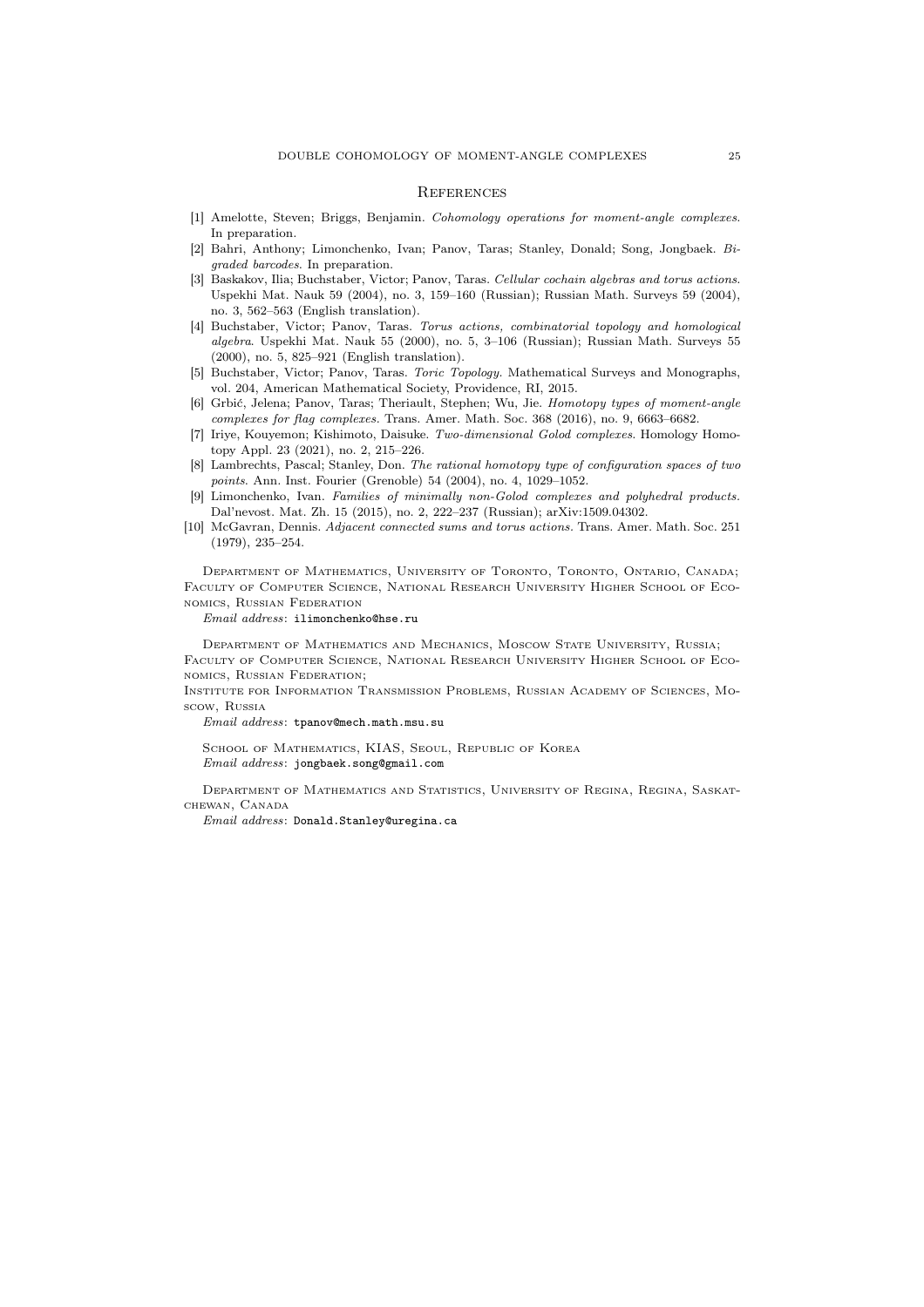## References

[1] Amelotte, Steven; Briggs, Benjamin. *Cohomology operations for moment-angle complexes*. In preparation.

[2] Bahri, Anthony; Limonchenko, Ivan; Panov, Taras; Stanley, Donald; Song, Jongbaek. *Bigraded barcodes*. In preparation.

[3] Baskakov, Ilia; Buchstaber, Victor; Panov, Taras. *Cellular cochain algebras and torus actions*. Uspekhi Mat. Nauk 59 (2004), no. 3, 159–160 (Russian); Russian Math. Surveys 59 (2004), no. 3, 562–563 (English translation).

[4] Buchstaber, Victor; Panov, Taras. *Torus actions, combinatorial topology and homological algebra*. Uspekhi Mat. Nauk 55 (2000), no. 5, 3–106 (Russian); Russian Math. Surveys 55 (2000), no. 5, 825–921 (English translation).

[5] Buchstaber, Victor; Panov, Taras. *Toric Topology*. Mathematical Surveys and Monographs, vol. 204, American Mathematical Society, Providence, RI, 2015.

[6] Grbić, Jelena; Panov, Taras; Theriault, Stephen; Wu, Jie. *Homotopy types of moment-angle complexes for flag complexes*. Trans. Amer. Math. Soc. 368 (2016), no. 9, 6663–6682.

[7] Iriye, Kouyemon; Kishimoto, Daisuke. *Two-dimensional Golod complexes*. Homology Homotopy Appl. 23 (2021), no. 2, 215–226.

[8] Lambrechts, Pascal; Stanley, Don. *The rational homotopy type of configuration spaces of two points*. Ann. Inst. Fourier (Grenoble) 54 (2004), no. 4, 1029–1052.

[9] Limonchenko, Ivan. *Families of minimally non-Golod complexes and polyhedral products*. Dal'nevost. Mat. Zh. 15 (2015), no. 2, 222–237 (Russian); arXiv:1509.04302.

[10] McGavran, Dennis. *Adjacent connected sums and torus actions*. Trans. Amer. Math. Soc. 251 (1979), 235–254.

Department of Mathematics, University of Toronto, Toronto, Ontario, Canada; Faculty of Computer Science, National Research University Higher School of Economics, Russian Federation

*Email address*: ilimonchenko@hse.ru

Department of Mathematics and Mechanics, Moscow State University, Russia; Faculty of Computer Science, National Research University Higher School of Economics, Russian Federation;
Institute for Information Transmission Problems, Russian Academy of Sciences, Moscow, Russia

*Email address*: tpanov@mech.math.msu.su

School of Mathematics, KIAS, Seoul, Republic of Korea

*Email address*: jongbaek.song@gmail.com

Department of Mathematics and Statistics, University of Regina, Regina, Saskatchewan, Canada

*Email address*: Donald.Stanley@uregina.ca